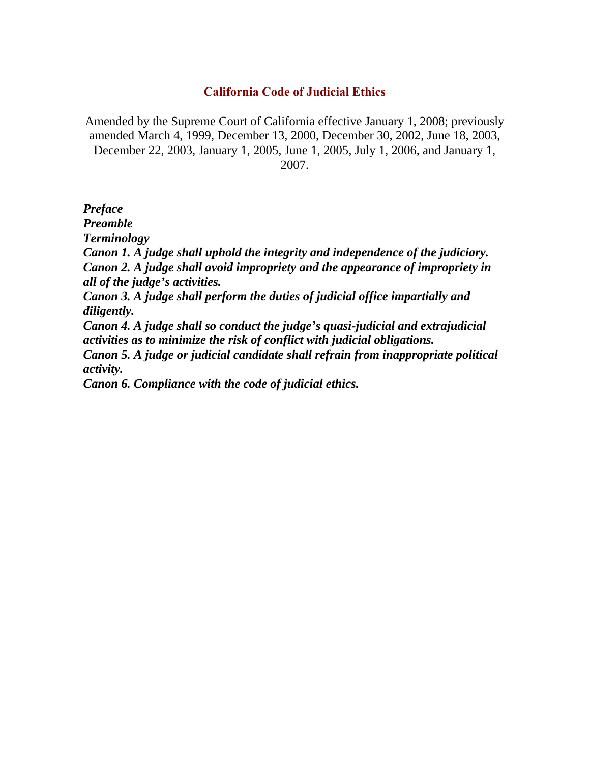# California Code of Judicial Ethics

Amended by the Supreme Court of California effective January 1, 2008; previously amended March 4, 1999, December 13, 2000, December 30, 2002, June 18, 2003, December 22, 2003, January 1, 2005, June 1, 2005, July 1, 2006, and January 1, 2007.

***Preface***
***Preamble***
***Terminology***
***Canon 1. A judge shall uphold the integrity and independence of the judiciary.***
***Canon 2. A judge shall avoid impropriety and the appearance of impropriety in all of the judge's activities.***
***Canon 3. A judge shall perform the duties of judicial office impartially and diligently.***
***Canon 4. A judge shall so conduct the judge's quasi-judicial and extrajudicial activities as to minimize the risk of conflict with judicial obligations.***
***Canon 5. A judge or judicial candidate shall refrain from inappropriate political activity.***
***Canon 6. Compliance with the code of judicial ethics.***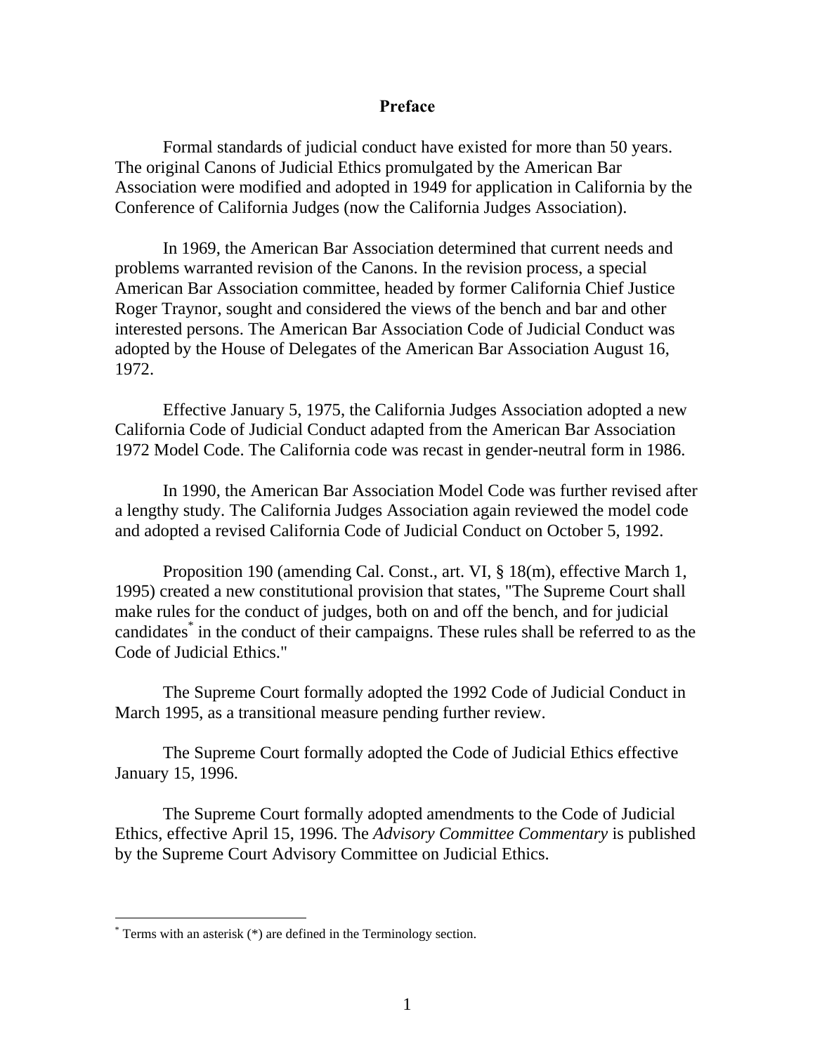## Preface

Formal standards of judicial conduct have existed for more than 50 years. The original Canons of Judicial Ethics promulgated by the American Bar Association were modified and adopted in 1949 for application in California by the Conference of California Judges (now the California Judges Association).

In 1969, the American Bar Association determined that current needs and problems warranted revision of the Canons. In the revision process, a special American Bar Association committee, headed by former California Chief Justice Roger Traynor, sought and considered the views of the bench and bar and other interested persons. The American Bar Association Code of Judicial Conduct was adopted by the House of Delegates of the American Bar Association August 16, 1972.

Effective January 5, 1975, the California Judges Association adopted a new California Code of Judicial Conduct adapted from the American Bar Association 1972 Model Code. The California code was recast in gender-neutral form in 1986.

In 1990, the American Bar Association Model Code was further revised after a lengthy study. The California Judges Association again reviewed the model code and adopted a revised California Code of Judicial Conduct on October 5, 1992.

Proposition 190 (amending Cal. Const., art. VI, § 18(m), effective March 1, 1995) created a new constitutional provision that states, "The Supreme Court shall make rules for the conduct of judges, both on and off the bench, and for judicial candidates* in the conduct of their campaigns. These rules shall be referred to as the Code of Judicial Ethics."

The Supreme Court formally adopted the 1992 Code of Judicial Conduct in March 1995, as a transitional measure pending further review.

The Supreme Court formally adopted the Code of Judicial Ethics effective January 15, 1996.

The Supreme Court formally adopted amendments to the Code of Judicial Ethics, effective April 15, 1996. The *Advisory Committee Commentary* is published by the Supreme Court Advisory Committee on Judicial Ethics.

---

* Terms with an asterisk (*) are defined in the Terminology section.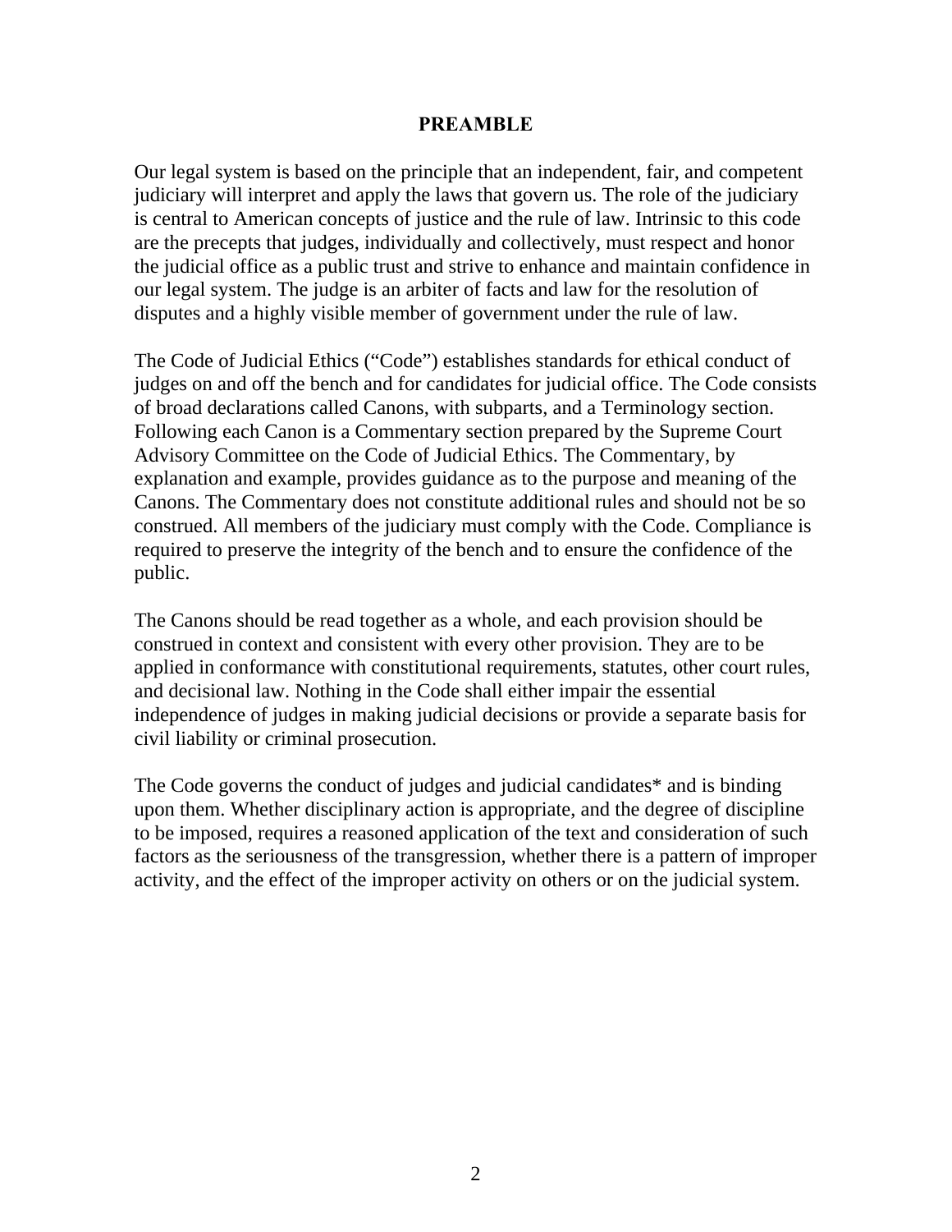# PREAMBLE

Our legal system is based on the principle that an independent, fair, and competent judiciary will interpret and apply the laws that govern us. The role of the judiciary is central to American concepts of justice and the rule of law. Intrinsic to this code are the precepts that judges, individually and collectively, must respect and honor the judicial office as a public trust and strive to enhance and maintain confidence in our legal system. The judge is an arbiter of facts and law for the resolution of disputes and a highly visible member of government under the rule of law.

The Code of Judicial Ethics ("Code") establishes standards for ethical conduct of judges on and off the bench and for candidates for judicial office. The Code consists of broad declarations called Canons, with subparts, and a Terminology section. Following each Canon is a Commentary section prepared by the Supreme Court Advisory Committee on the Code of Judicial Ethics. The Commentary, by explanation and example, provides guidance as to the purpose and meaning of the Canons. The Commentary does not constitute additional rules and should not be so construed. All members of the judiciary must comply with the Code. Compliance is required to preserve the integrity of the bench and to ensure the confidence of the public.

The Canons should be read together as a whole, and each provision should be construed in context and consistent with every other provision. They are to be applied in conformance with constitutional requirements, statutes, other court rules, and decisional law. Nothing in the Code shall either impair the essential independence of judges in making judicial decisions or provide a separate basis for civil liability or criminal prosecution.

The Code governs the conduct of judges and judicial candidates* and is binding upon them. Whether disciplinary action is appropriate, and the degree of discipline to be imposed, requires a reasoned application of the text and consideration of such factors as the seriousness of the transgression, whether there is a pattern of improper activity, and the effect of the improper activity on others or on the judicial system.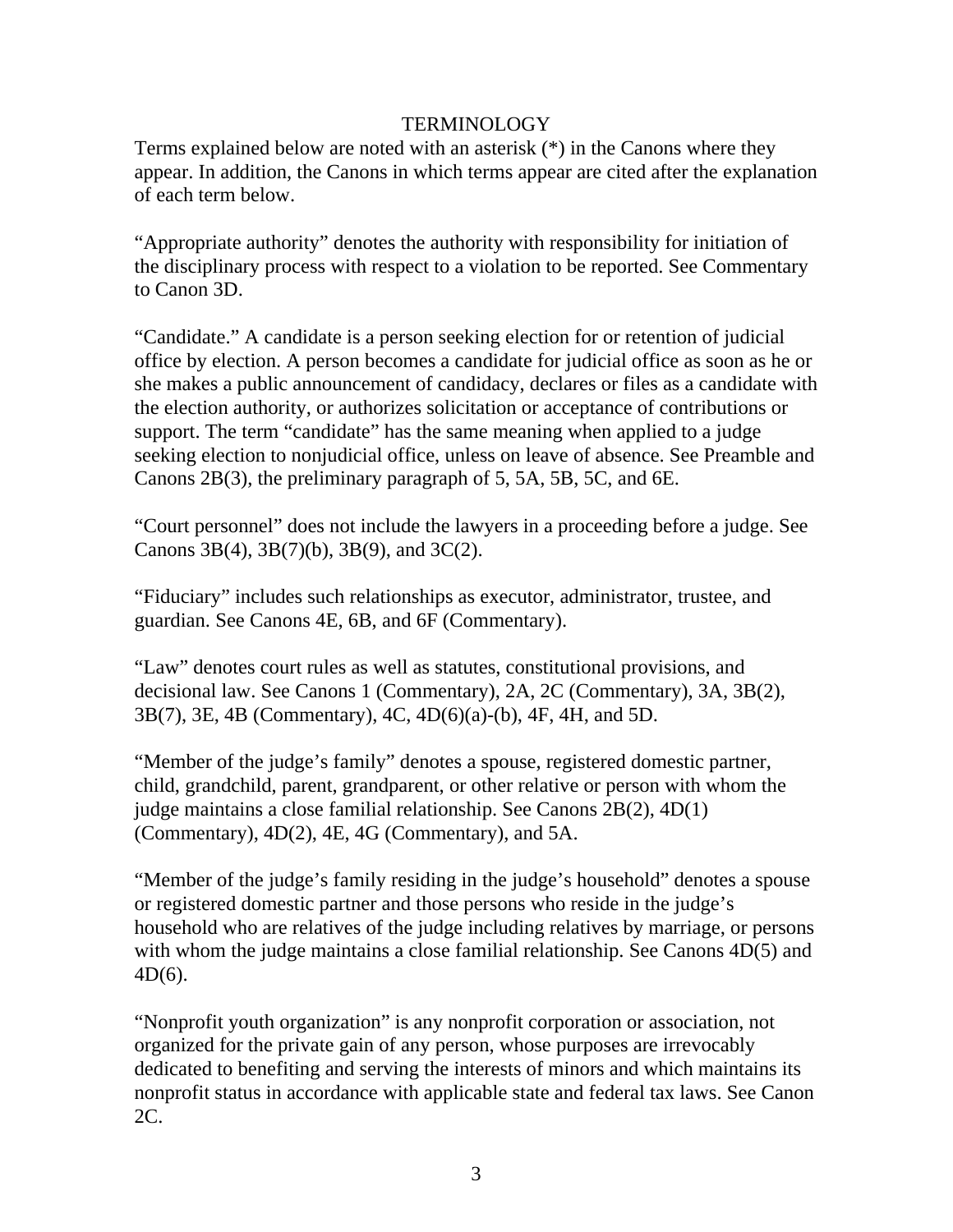# TERMINOLOGY

Terms explained below are noted with an asterisk (*) in the Canons where they appear. In addition, the Canons in which terms appear are cited after the explanation of each term below.

"Appropriate authority" denotes the authority with responsibility for initiation of the disciplinary process with respect to a violation to be reported. See Commentary to Canon 3D.

"Candidate." A candidate is a person seeking election for or retention of judicial office by election. A person becomes a candidate for judicial office as soon as he or she makes a public announcement of candidacy, declares or files as a candidate with the election authority, or authorizes solicitation or acceptance of contributions or support. The term "candidate" has the same meaning when applied to a judge seeking election to nonjudicial office, unless on leave of absence. See Preamble and Canons 2B(3), the preliminary paragraph of 5, 5A, 5B, 5C, and 6E.

"Court personnel" does not include the lawyers in a proceeding before a judge. See Canons 3B(4), 3B(7)(b), 3B(9), and 3C(2).

"Fiduciary" includes such relationships as executor, administrator, trustee, and guardian. See Canons 4E, 6B, and 6F (Commentary).

"Law" denotes court rules as well as statutes, constitutional provisions, and decisional law. See Canons 1 (Commentary), 2A, 2C (Commentary), 3A, 3B(2), 3B(7), 3E, 4B (Commentary), 4C, 4D(6)(a)-(b), 4F, 4H, and 5D.

"Member of the judge's family" denotes a spouse, registered domestic partner, child, grandchild, parent, grandparent, or other relative or person with whom the judge maintains a close familial relationship. See Canons 2B(2), 4D(1) (Commentary), 4D(2), 4E, 4G (Commentary), and 5A.

"Member of the judge's family residing in the judge's household" denotes a spouse or registered domestic partner and those persons who reside in the judge's household who are relatives of the judge including relatives by marriage, or persons with whom the judge maintains a close familial relationship. See Canons 4D(5) and 4D(6).

"Nonprofit youth organization" is any nonprofit corporation or association, not organized for the private gain of any person, whose purposes are irrevocably dedicated to benefiting and serving the interests of minors and which maintains its nonprofit status in accordance with applicable state and federal tax laws. See Canon 2C.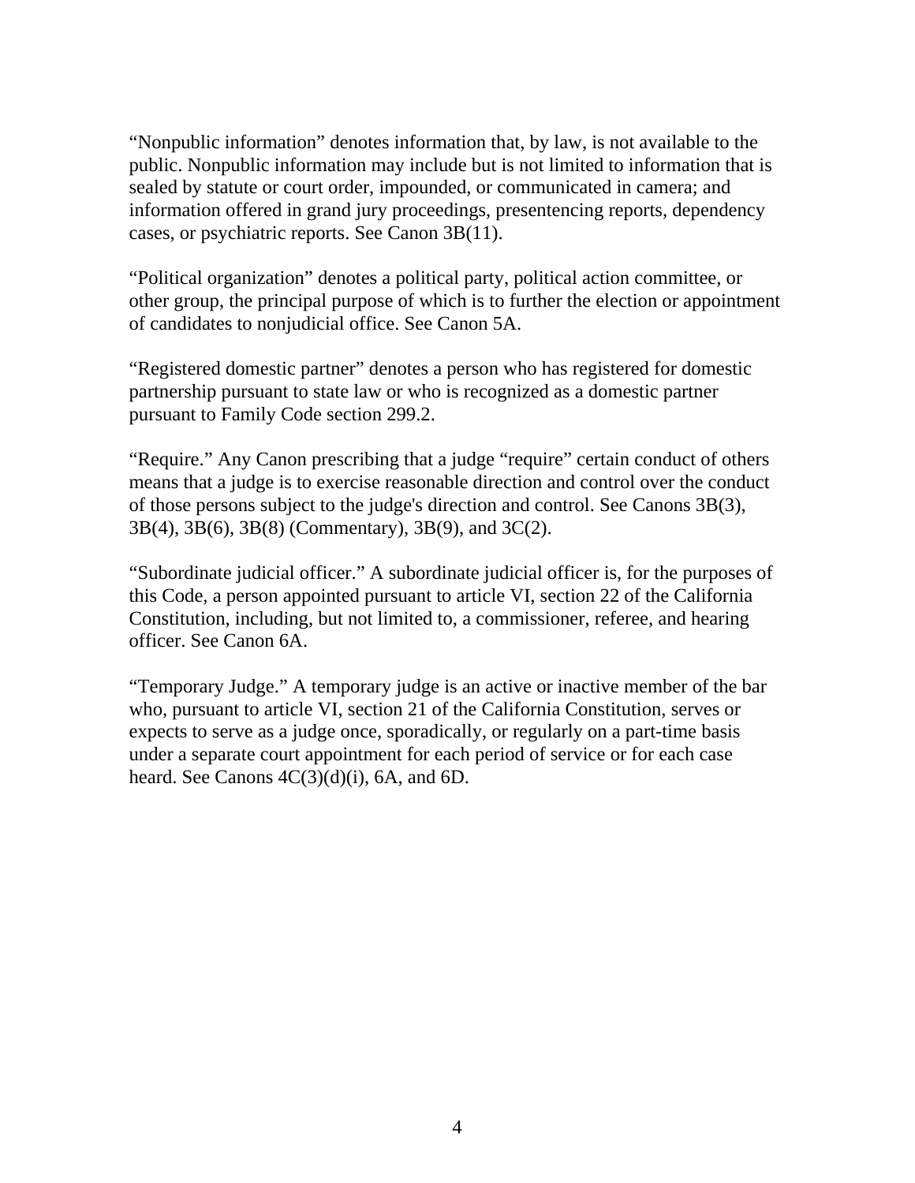“Nonpublic information” denotes information that, by law, is not available to the public. Nonpublic information may include but is not limited to information that is sealed by statute or court order, impounded, or communicated in camera; and information offered in grand jury proceedings, presentencing reports, dependency cases, or psychiatric reports. See Canon 3B(11).

“Political organization” denotes a political party, political action committee, or other group, the principal purpose of which is to further the election or appointment of candidates to nonjudicial office. See Canon 5A.

“Registered domestic partner” denotes a person who has registered for domestic partnership pursuant to state law or who is recognized as a domestic partner pursuant to Family Code section 299.2.

“Require.” Any Canon prescribing that a judge “require” certain conduct of others means that a judge is to exercise reasonable direction and control over the conduct of those persons subject to the judge's direction and control. See Canons 3B(3), 3B(4), 3B(6), 3B(8) (Commentary), 3B(9), and 3C(2).

“Subordinate judicial officer.” A subordinate judicial officer is, for the purposes of this Code, a person appointed pursuant to article VI, section 22 of the California Constitution, including, but not limited to, a commissioner, referee, and hearing officer. See Canon 6A.

“Temporary Judge.” A temporary judge is an active or inactive member of the bar who, pursuant to article VI, section 21 of the California Constitution, serves or expects to serve as a judge once, sporadically, or regularly on a part-time basis under a separate court appointment for each period of service or for each case heard. See Canons 4C(3)(d)(i), 6A, and 6D.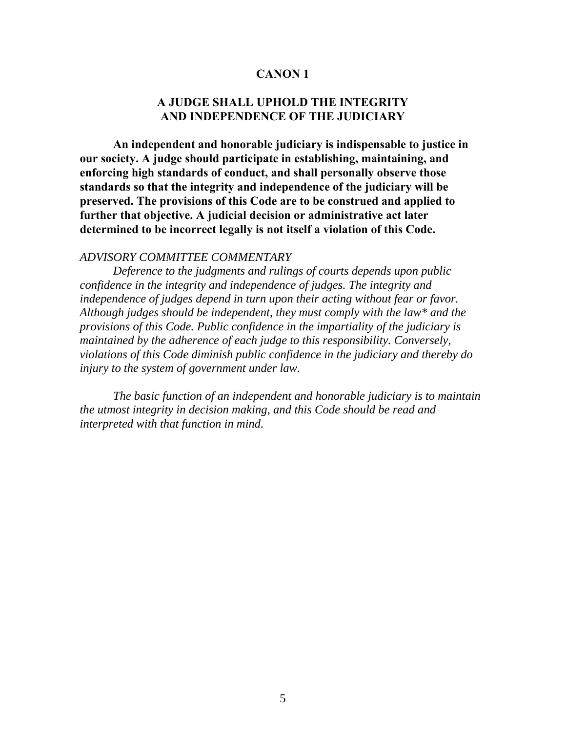# CANON 1

## A JUDGE SHALL UPHOLD THE INTEGRITY AND INDEPENDENCE OF THE JUDICIARY

**An independent and honorable judiciary is indispensable to justice in our society. A judge should participate in establishing, maintaining, and enforcing high standards of conduct, and shall personally observe those standards so that the integrity and independence of the judiciary will be preserved. The provisions of this Code are to be construed and applied to further that objective. A judicial decision or administrative act later determined to be incorrect legally is not itself a violation of this Code.**

*ADVISORY COMMITTEE COMMENTARY*

*Deference to the judgments and rulings of courts depends upon public confidence in the integrity and independence of judges. The integrity and independence of judges depend in turn upon their acting without fear or favor. Although judges should be independent, they must comply with the law* and the provisions of this Code. Public confidence in the impartiality of the judiciary is maintained by the adherence of each judge to this responsibility. Conversely, violations of this Code diminish public confidence in the judiciary and thereby do injury to the system of government under law.*

*The basic function of an independent and honorable judiciary is to maintain the utmost integrity in decision making, and this Code should be read and interpreted with that function in mind.*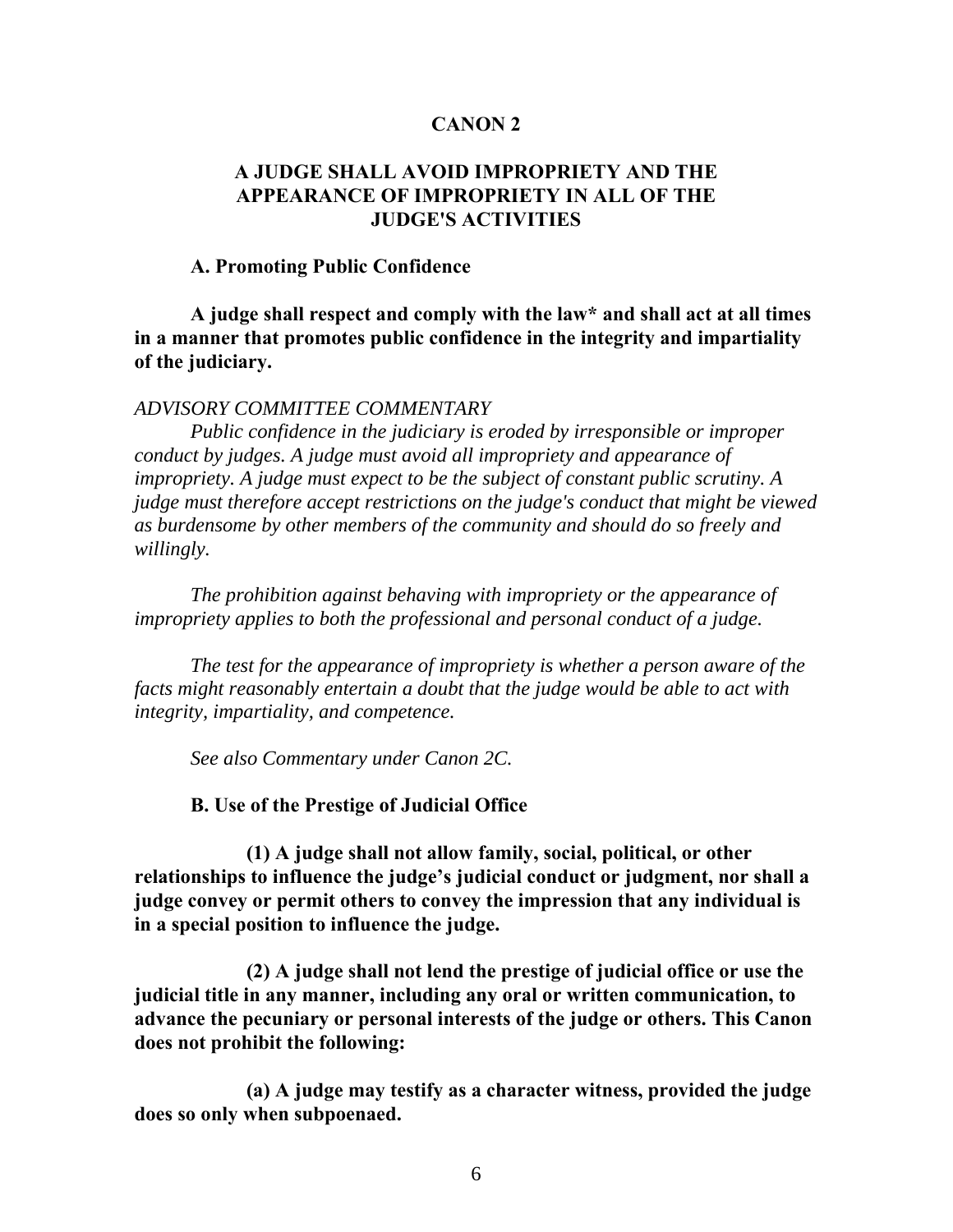# CANON 2

## A JUDGE SHALL AVOID IMPROPRIETY AND THE APPEARANCE OF IMPROPRIETY IN ALL OF THE JUDGE'S ACTIVITIES

### A. Promoting Public Confidence

**A judge shall respect and comply with the law* and shall act at all times in a manner that promotes public confidence in the integrity and impartiality of the judiciary.**

*ADVISORY COMMITTEE COMMENTARY*

*Public confidence in the judiciary is eroded by irresponsible or improper conduct by judges. A judge must avoid all impropriety and appearance of impropriety. A judge must expect to be the subject of constant public scrutiny. A judge must therefore accept restrictions on the judge's conduct that might be viewed as burdensome by other members of the community and should do so freely and willingly.*

*The prohibition against behaving with impropriety or the appearance of impropriety applies to both the professional and personal conduct of a judge.*

*The test for the appearance of impropriety is whether a person aware of the facts might reasonably entertain a doubt that the judge would be able to act with integrity, impartiality, and competence.*

*See also Commentary under Canon 2C.*

### B. Use of the Prestige of Judicial Office

**(1) A judge shall not allow family, social, political, or other relationships to influence the judge's judicial conduct or judgment, nor shall a judge convey or permit others to convey the impression that any individual is in a special position to influence the judge.**

**(2) A judge shall not lend the prestige of judicial office or use the judicial title in any manner, including any oral or written communication, to advance the pecuniary or personal interests of the judge or others. This Canon does not prohibit the following:**

**(a) A judge may testify as a character witness, provided the judge does so only when subpoenaed.**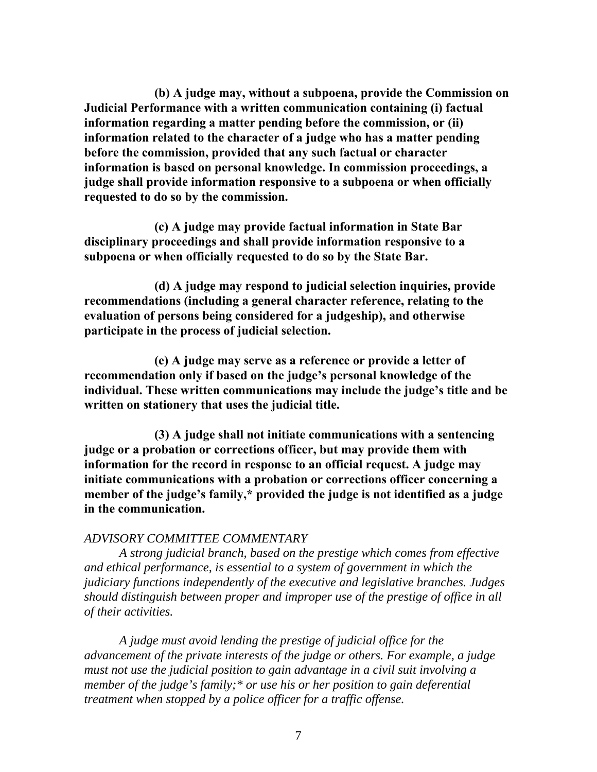**(b) A judge may, without a subpoena, provide the Commission on Judicial Performance with a written communication containing (i) factual information regarding a matter pending before the commission, or (ii) information related to the character of a judge who has a matter pending before the commission, provided that any such factual or character information is based on personal knowledge. In commission proceedings, a judge shall provide information responsive to a subpoena or when officially requested to do so by the commission.**

**(c) A judge may provide factual information in State Bar disciplinary proceedings and shall provide information responsive to a subpoena or when officially requested to do so by the State Bar.**

**(d) A judge may respond to judicial selection inquiries, provide recommendations (including a general character reference, relating to the evaluation of persons being considered for a judgeship), and otherwise participate in the process of judicial selection.**

**(e) A judge may serve as a reference or provide a letter of recommendation only if based on the judge's personal knowledge of the individual. These written communications may include the judge's title and be written on stationery that uses the judicial title.**

**(3) A judge shall not initiate communications with a sentencing judge or a probation or corrections officer, but may provide them with information for the record in response to an official request. A judge may initiate communications with a probation or corrections officer concerning a member of the judge's family,* provided the judge is not identified as a judge in the communication.**

*ADVISORY COMMITTEE COMMENTARY*

*A strong judicial branch, based on the prestige which comes from effective and ethical performance, is essential to a system of government in which the judiciary functions independently of the executive and legislative branches. Judges should distinguish between proper and improper use of the prestige of office in all of their activities.*

*A judge must avoid lending the prestige of judicial office for the advancement of the private interests of the judge or others. For example, a judge must not use the judicial position to gain advantage in a civil suit involving a member of the judge's family;* or use his or her position to gain deferential treatment when stopped by a police officer for a traffic offense.*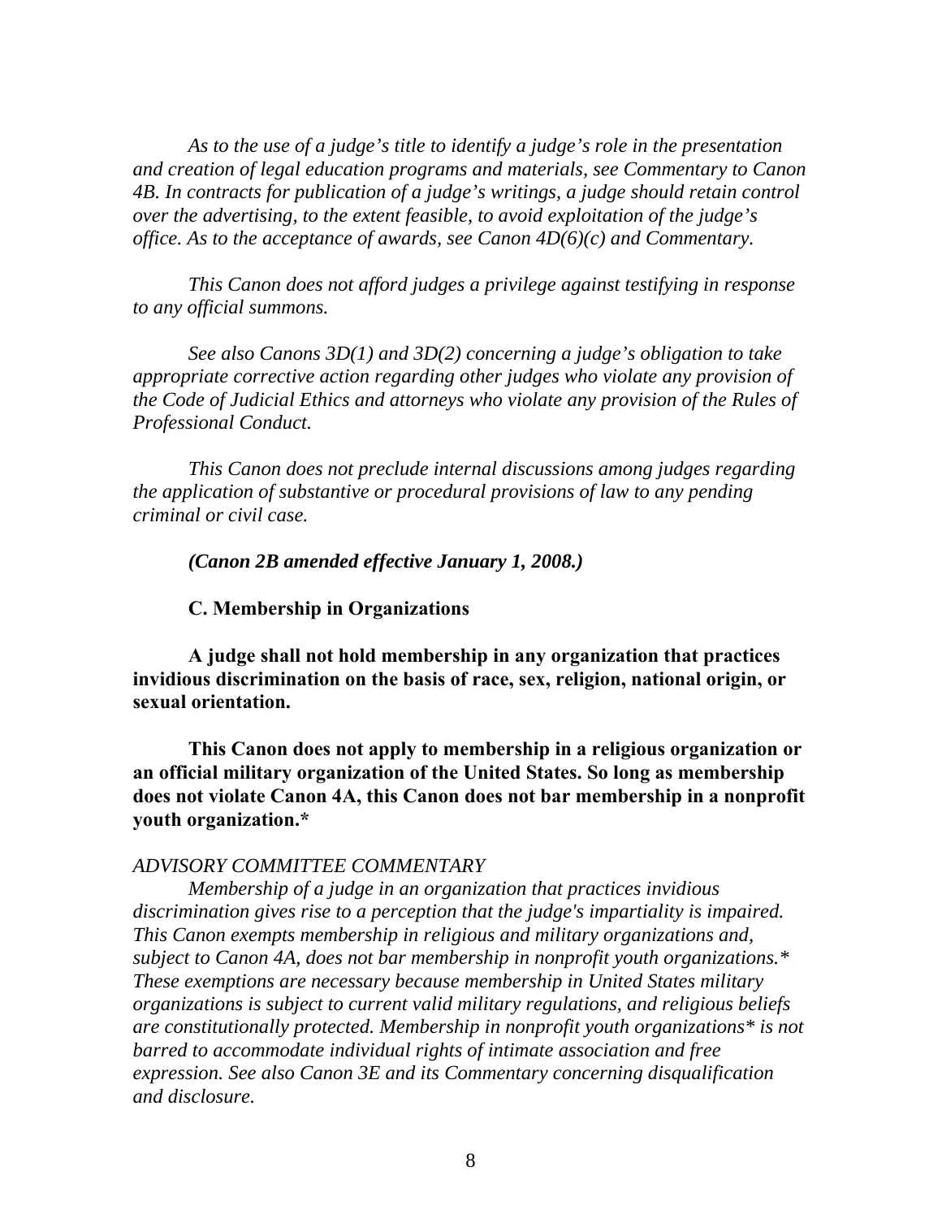*As to the use of a judge's title to identify a judge's role in the presentation and creation of legal education programs and materials, see Commentary to Canon 4B. In contracts for publication of a judge's writings, a judge should retain control over the advertising, to the extent feasible, to avoid exploitation of the judge's office. As to the acceptance of awards, see Canon 4D(6)(c) and Commentary.*

*This Canon does not afford judges a privilege against testifying in response to any official summons.*

*See also Canons 3D(1) and 3D(2) concerning a judge's obligation to take appropriate corrective action regarding other judges who violate any provision of the Code of Judicial Ethics and attorneys who violate any provision of the Rules of Professional Conduct.*

*This Canon does not preclude internal discussions among judges regarding the application of substantive or procedural provisions of law to any pending criminal or civil case.*

***(Canon 2B amended effective January 1, 2008.)***

**C. Membership in Organizations**

**A judge shall not hold membership in any organization that practices invidious discrimination on the basis of race, sex, religion, national origin, or sexual orientation.**

**This Canon does not apply to membership in a religious organization or an official military organization of the United States. So long as membership does not violate Canon 4A, this Canon does not bar membership in a nonprofit youth organization.***

*ADVISORY COMMITTEE COMMENTARY*

*Membership of a judge in an organization that practices invidious discrimination gives rise to a perception that the judge's impartiality is impaired. This Canon exempts membership in religious and military organizations and, subject to Canon 4A, does not bar membership in nonprofit youth organizations.* These exemptions are necessary because membership in United States military organizations is subject to current valid military regulations, and religious beliefs are constitutionally protected. Membership in nonprofit youth organizations* is not barred to accommodate individual rights of intimate association and free expression. See also Canon 3E and its Commentary concerning disqualification and disclosure.*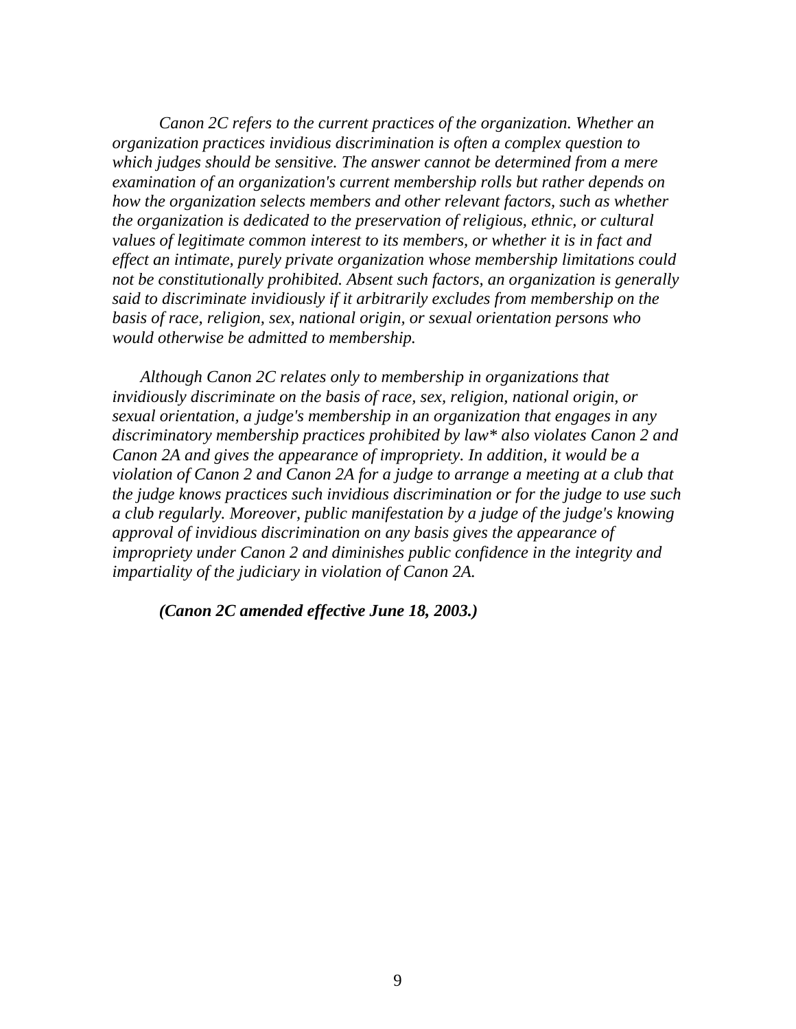*Canon 2C refers to the current practices of the organization. Whether an organization practices invidious discrimination is often a complex question to which judges should be sensitive. The answer cannot be determined from a mere examination of an organization's current membership rolls but rather depends on how the organization selects members and other relevant factors, such as whether the organization is dedicated to the preservation of religious, ethnic, or cultural values of legitimate common interest to its members, or whether it is in fact and effect an intimate, purely private organization whose membership limitations could not be constitutionally prohibited. Absent such factors, an organization is generally said to discriminate invidiously if it arbitrarily excludes from membership on the basis of race, religion, sex, national origin, or sexual orientation persons who would otherwise be admitted to membership.*

*Although Canon 2C relates only to membership in organizations that invidiously discriminate on the basis of race, sex, religion, national origin, or sexual orientation, a judge's membership in an organization that engages in any discriminatory membership practices prohibited by law* also violates Canon 2 and Canon 2A and gives the appearance of impropriety. In addition, it would be a violation of Canon 2 and Canon 2A for a judge to arrange a meeting at a club that the judge knows practices such invidious discrimination or for the judge to use such a club regularly. Moreover, public manifestation by a judge of the judge's knowing approval of invidious discrimination on any basis gives the appearance of impropriety under Canon 2 and diminishes public confidence in the integrity and impartiality of the judiciary in violation of Canon 2A.*

***(Canon 2C amended effective June 18, 2003.)***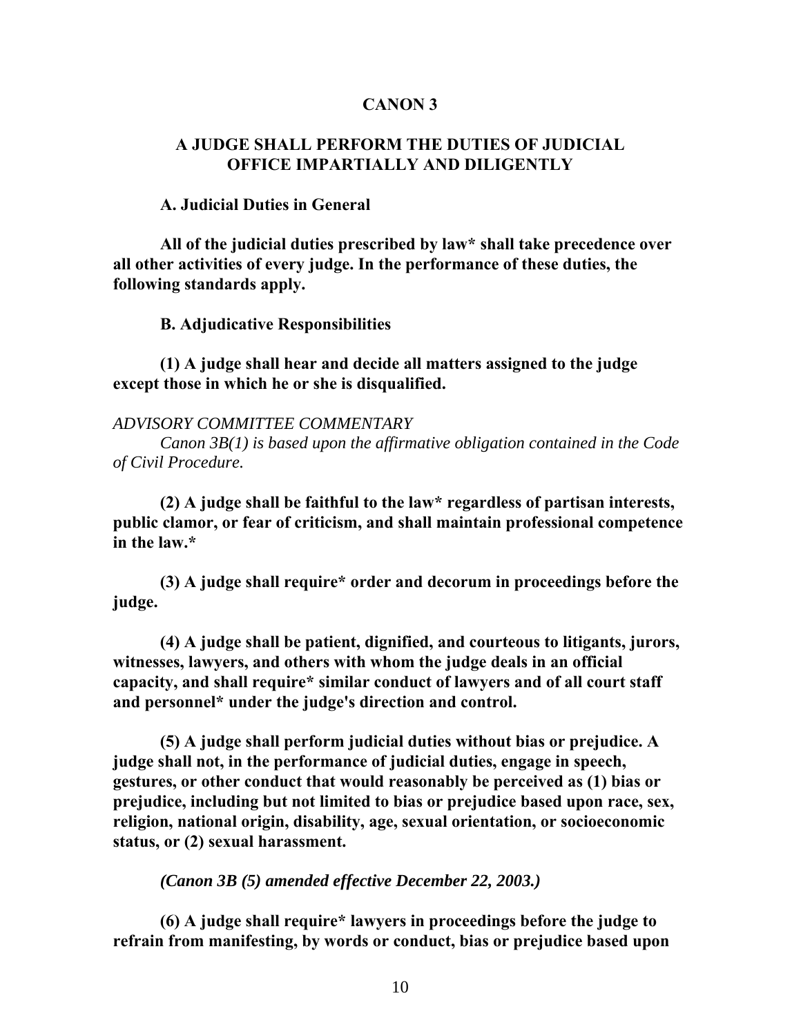## CANON 3

### A JUDGE SHALL PERFORM THE DUTIES OF JUDICIAL OFFICE IMPARTIALLY AND DILIGENTLY

**A. Judicial Duties in General**

**All of the judicial duties prescribed by law* shall take precedence over all other activities of every judge. In the performance of these duties, the following standards apply.**

**B. Adjudicative Responsibilities**

**(1) A judge shall hear and decide all matters assigned to the judge except those in which he or she is disqualified.**

*ADVISORY COMMITTEE COMMENTARY*

*Canon 3B(1) is based upon the affirmative obligation contained in the Code of Civil Procedure.*

**(2) A judge shall be faithful to the law* regardless of partisan interests, public clamor, or fear of criticism, and shall maintain professional competence in the law.***

**(3) A judge shall require* order and decorum in proceedings before the judge.**

**(4) A judge shall be patient, dignified, and courteous to litigants, jurors, witnesses, lawyers, and others with whom the judge deals in an official capacity, and shall require* similar conduct of lawyers and of all court staff and personnel* under the judge's direction and control.**

**(5) A judge shall perform judicial duties without bias or prejudice. A judge shall not, in the performance of judicial duties, engage in speech, gestures, or other conduct that would reasonably be perceived as (1) bias or prejudice, including but not limited to bias or prejudice based upon race, sex, religion, national origin, disability, age, sexual orientation, or socioeconomic status, or (2) sexual harassment.**

***(Canon 3B (5) amended effective December 22, 2003.)***

**(6) A judge shall require* lawyers in proceedings before the judge to refrain from manifesting, by words or conduct, bias or prejudice based upon**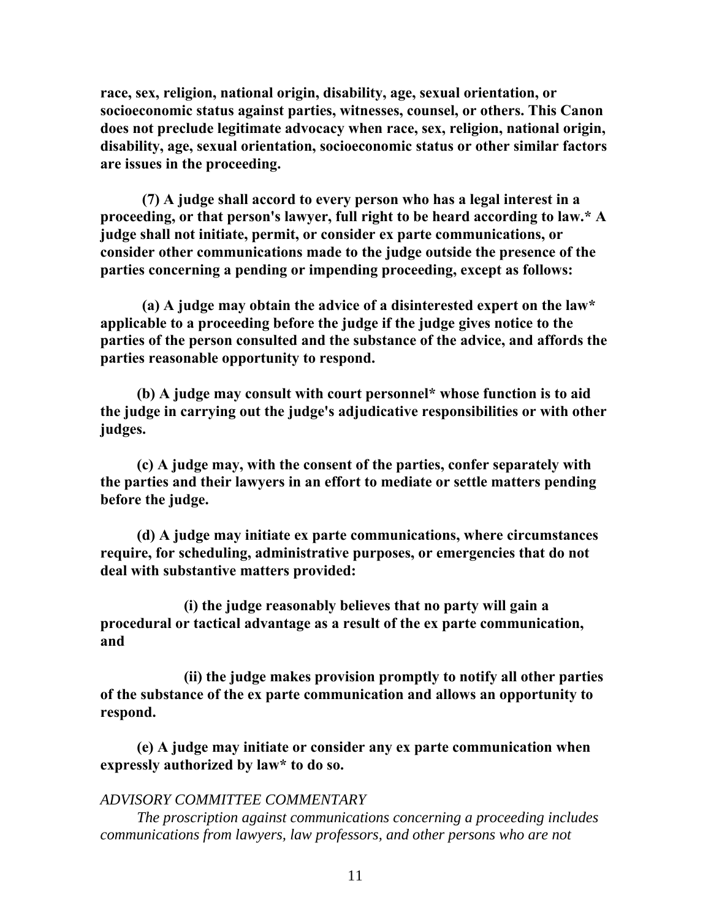**race, sex, religion, national origin, disability, age, sexual orientation, or socioeconomic status against parties, witnesses, counsel, or others. This Canon does not preclude legitimate advocacy when race, sex, religion, national origin, disability, age, sexual orientation, socioeconomic status or other similar factors are issues in the proceeding.**

**(7) A judge shall accord to every person who has a legal interest in a proceeding, or that person's lawyer, full right to be heard according to law.* A judge shall not initiate, permit, or consider ex parte communications, or consider other communications made to the judge outside the presence of the parties concerning a pending or impending proceeding, except as follows:**

**(a) A judge may obtain the advice of a disinterested expert on the law* applicable to a proceeding before the judge if the judge gives notice to the parties of the person consulted and the substance of the advice, and affords the parties reasonable opportunity to respond.**

**(b) A judge may consult with court personnel* whose function is to aid the judge in carrying out the judge's adjudicative responsibilities or with other judges.**

**(c) A judge may, with the consent of the parties, confer separately with the parties and their lawyers in an effort to mediate or settle matters pending before the judge.**

**(d) A judge may initiate ex parte communications, where circumstances require, for scheduling, administrative purposes, or emergencies that do not deal with substantive matters provided:**

**(i) the judge reasonably believes that no party will gain a procedural or tactical advantage as a result of the ex parte communication, and**

**(ii) the judge makes provision promptly to notify all other parties of the substance of the ex parte communication and allows an opportunity to respond.**

**(e) A judge may initiate or consider any ex parte communication when expressly authorized by law* to do so.**

*ADVISORY COMMITTEE COMMENTARY*

*The proscription against communications concerning a proceeding includes communications from lawyers, law professors, and other persons who are not*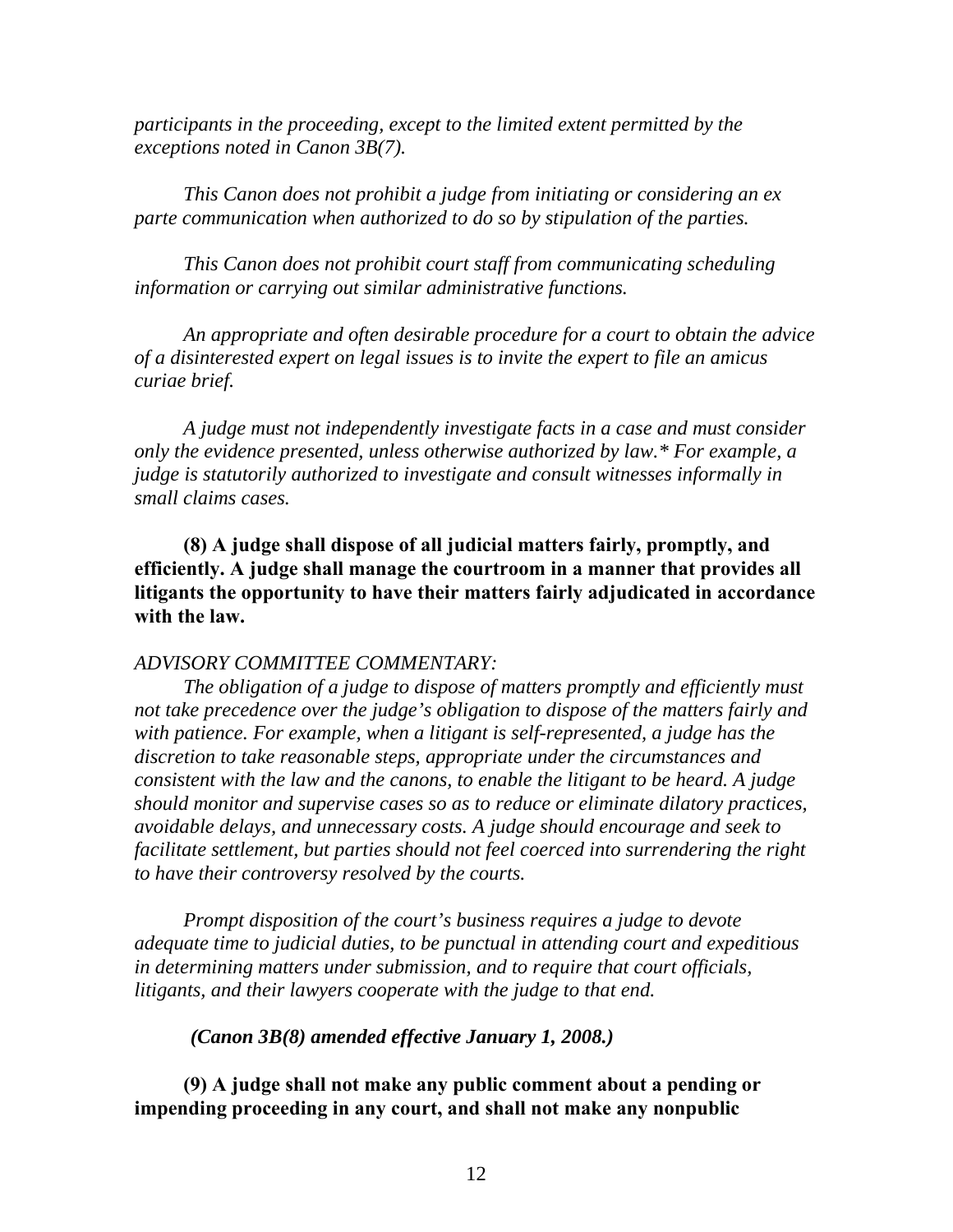*participants in the proceeding, except to the limited extent permitted by the exceptions noted in Canon 3B(7).*

*This Canon does not prohibit a judge from initiating or considering an ex parte communication when authorized to do so by stipulation of the parties.*

*This Canon does not prohibit court staff from communicating scheduling information or carrying out similar administrative functions.*

*An appropriate and often desirable procedure for a court to obtain the advice of a disinterested expert on legal issues is to invite the expert to file an amicus curiae brief.*

*A judge must not independently investigate facts in a case and must consider only the evidence presented, unless otherwise authorized by law.* For example, a judge is statutorily authorized to investigate and consult witnesses informally in small claims cases.*

**(8) A judge shall dispose of all judicial matters fairly, promptly, and efficiently. A judge shall manage the courtroom in a manner that provides all litigants the opportunity to have their matters fairly adjudicated in accordance with the law.**

*ADVISORY COMMITTEE COMMENTARY:*

*The obligation of a judge to dispose of matters promptly and efficiently must not take precedence over the judge's obligation to dispose of the matters fairly and with patience. For example, when a litigant is self-represented, a judge has the discretion to take reasonable steps, appropriate under the circumstances and consistent with the law and the canons, to enable the litigant to be heard. A judge should monitor and supervise cases so as to reduce or eliminate dilatory practices, avoidable delays, and unnecessary costs. A judge should encourage and seek to facilitate settlement, but parties should not feel coerced into surrendering the right to have their controversy resolved by the courts.*

*Prompt disposition of the court's business requires a judge to devote adequate time to judicial duties, to be punctual in attending court and expeditious in determining matters under submission, and to require that court officials, litigants, and their lawyers cooperate with the judge to that end.*

***(Canon 3B(8) amended effective January 1, 2008.)***

**(9) A judge shall not make any public comment about a pending or impending proceeding in any court, and shall not make any nonpublic**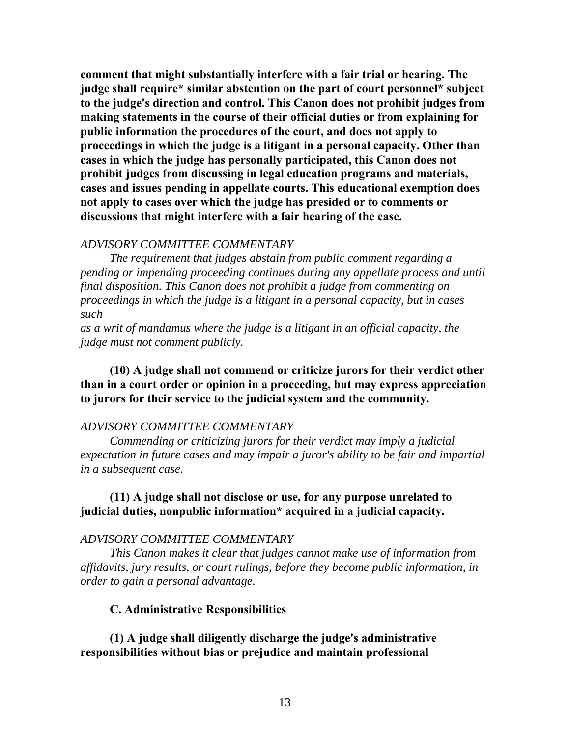**comment that might substantially interfere with a fair trial or hearing. The judge shall require* similar abstention on the part of court personnel* subject to the judge's direction and control. This Canon does not prohibit judges from making statements in the course of their official duties or from explaining for public information the procedures of the court, and does not apply to proceedings in which the judge is a litigant in a personal capacity. Other than cases in which the judge has personally participated, this Canon does not prohibit judges from discussing in legal education programs and materials, cases and issues pending in appellate courts. This educational exemption does not apply to cases over which the judge has presided or to comments or discussions that might interfere with a fair hearing of the case.**

*ADVISORY COMMITTEE COMMENTARY*

*The requirement that judges abstain from public comment regarding a pending or impending proceeding continues during any appellate process and until final disposition. This Canon does not prohibit a judge from commenting on proceedings in which the judge is a litigant in a personal capacity, but in cases such as a writ of mandamus where the judge is a litigant in an official capacity, the judge must not comment publicly.*

**(10) A judge shall not commend or criticize jurors for their verdict other than in a court order or opinion in a proceeding, but may express appreciation to jurors for their service to the judicial system and the community.**

*ADVISORY COMMITTEE COMMENTARY*

*Commending or criticizing jurors for their verdict may imply a judicial expectation in future cases and may impair a juror's ability to be fair and impartial in a subsequent case.*

**(11) A judge shall not disclose or use, for any purpose unrelated to judicial duties, nonpublic information* acquired in a judicial capacity.**

*ADVISORY COMMITTEE COMMENTARY*

*This Canon makes it clear that judges cannot make use of information from affidavits, jury results, or court rulings, before they become public information, in order to gain a personal advantage.*

**C. Administrative Responsibilities**

**(1) A judge shall diligently discharge the judge's administrative responsibilities without bias or prejudice and maintain professional**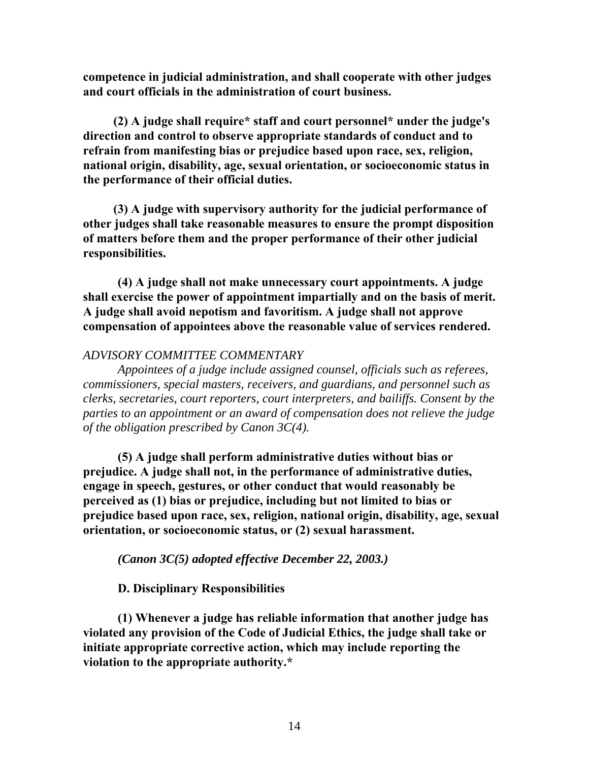**competence in judicial administration, and shall cooperate with other judges and court officials in the administration of court business.**

**(2) A judge shall require* staff and court personnel* under the judge's direction and control to observe appropriate standards of conduct and to refrain from manifesting bias or prejudice based upon race, sex, religion, national origin, disability, age, sexual orientation, or socioeconomic status in the performance of their official duties.**

**(3) A judge with supervisory authority for the judicial performance of other judges shall take reasonable measures to ensure the prompt disposition of matters before them and the proper performance of their other judicial responsibilities.**

**(4) A judge shall not make unnecessary court appointments. A judge shall exercise the power of appointment impartially and on the basis of merit. A judge shall avoid nepotism and favoritism. A judge shall not approve compensation of appointees above the reasonable value of services rendered.**

*ADVISORY COMMITTEE COMMENTARY*

*Appointees of a judge include assigned counsel, officials such as referees, commissioners, special masters, receivers, and guardians, and personnel such as clerks, secretaries, court reporters, court interpreters, and bailiffs. Consent by the parties to an appointment or an award of compensation does not relieve the judge of the obligation prescribed by Canon 3C(4).*

**(5) A judge shall perform administrative duties without bias or prejudice. A judge shall not, in the performance of administrative duties, engage in speech, gestures, or other conduct that would reasonably be perceived as (1) bias or prejudice, including but not limited to bias or prejudice based upon race, sex, religion, national origin, disability, age, sexual orientation, or socioeconomic status, or (2) sexual harassment.**

***(Canon 3C(5) adopted effective December 22, 2003.)***

**D. Disciplinary Responsibilities**

**(1) Whenever a judge has reliable information that another judge has violated any provision of the Code of Judicial Ethics, the judge shall take or initiate appropriate corrective action, which may include reporting the violation to the appropriate authority.***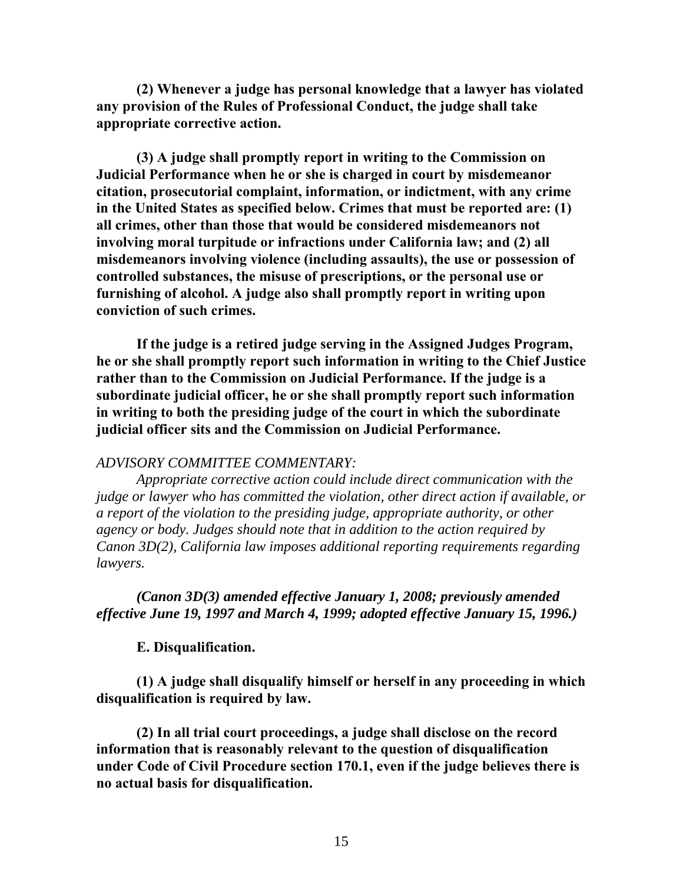**(2) Whenever a judge has personal knowledge that a lawyer has violated any provision of the Rules of Professional Conduct, the judge shall take appropriate corrective action.**

**(3) A judge shall promptly report in writing to the Commission on Judicial Performance when he or she is charged in court by misdemeanor citation, prosecutorial complaint, information, or indictment, with any crime in the United States as specified below. Crimes that must be reported are: (1) all crimes, other than those that would be considered misdemeanors not involving moral turpitude or infractions under California law; and (2) all misdemeanors involving violence (including assaults), the use or possession of controlled substances, the misuse of prescriptions, or the personal use or furnishing of alcohol. A judge also shall promptly report in writing upon conviction of such crimes.**

**If the judge is a retired judge serving in the Assigned Judges Program, he or she shall promptly report such information in writing to the Chief Justice rather than to the Commission on Judicial Performance. If the judge is a subordinate judicial officer, he or she shall promptly report such information in writing to both the presiding judge of the court in which the subordinate judicial officer sits and the Commission on Judicial Performance.**

*ADVISORY COMMITTEE COMMENTARY:*

*Appropriate corrective action could include direct communication with the judge or lawyer who has committed the violation, other direct action if available, or a report of the violation to the presiding judge, appropriate authority, or other agency or body. Judges should note that in addition to the action required by Canon 3D(2), California law imposes additional reporting requirements regarding lawyers.*

***(Canon 3D(3) amended effective January 1, 2008; previously amended effective June 19, 1997 and March 4, 1999; adopted effective January 15, 1996.)***

**E. Disqualification.**

**(1) A judge shall disqualify himself or herself in any proceeding in which disqualification is required by law.**

**(2) In all trial court proceedings, a judge shall disclose on the record information that is reasonably relevant to the question of disqualification under Code of Civil Procedure section 170.1, even if the judge believes there is no actual basis for disqualification.**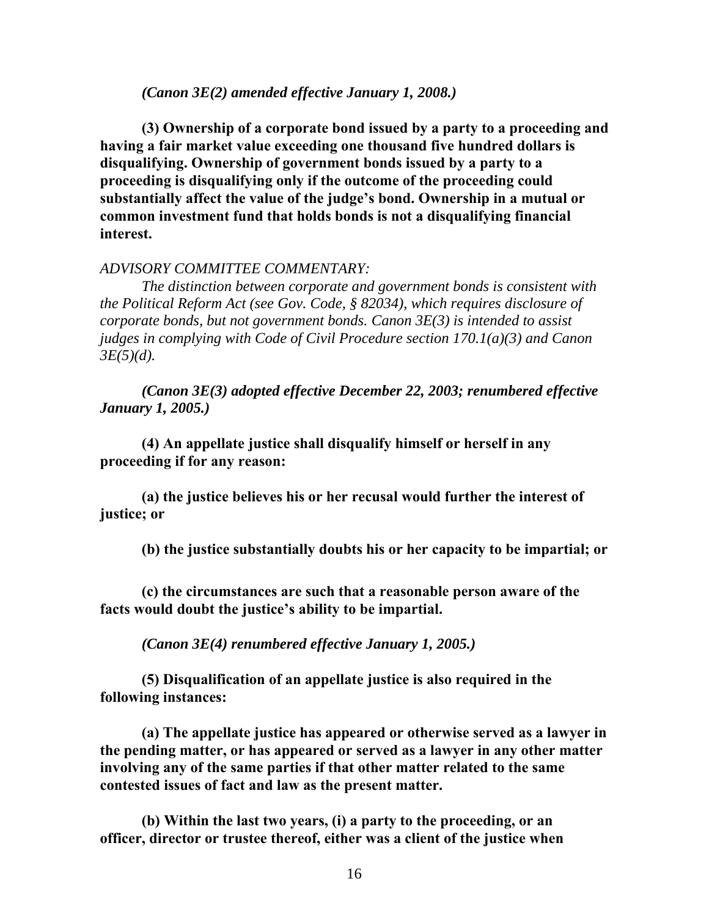*(Canon 3E(2) amended effective January 1, 2008.)*

**(3) Ownership of a corporate bond issued by a party to a proceeding and having a fair market value exceeding one thousand five hundred dollars is disqualifying. Ownership of government bonds issued by a party to a proceeding is disqualifying only if the outcome of the proceeding could substantially affect the value of the judge's bond. Ownership in a mutual or common investment fund that holds bonds is not a disqualifying financial interest.**

*ADVISORY COMMITTEE COMMENTARY:*

*The distinction between corporate and government bonds is consistent with the Political Reform Act (see Gov. Code, § 82034), which requires disclosure of corporate bonds, but not government bonds. Canon 3E(3) is intended to assist judges in complying with Code of Civil Procedure section 170.1(a)(3) and Canon 3E(5)(d).*

***(Canon 3E(3) adopted effective December 22, 2003; renumbered effective January 1, 2005.)***

**(4) An appellate justice shall disqualify himself or herself in any proceeding if for any reason:**

**(a) the justice believes his or her recusal would further the interest of justice; or**

**(b) the justice substantially doubts his or her capacity to be impartial; or**

**(c) the circumstances are such that a reasonable person aware of the facts would doubt the justice's ability to be impartial.**

***(Canon 3E(4) renumbered effective January 1, 2005.)***

**(5) Disqualification of an appellate justice is also required in the following instances:**

**(a) The appellate justice has appeared or otherwise served as a lawyer in the pending matter, or has appeared or served as a lawyer in any other matter involving any of the same parties if that other matter related to the same contested issues of fact and law as the present matter.**

**(b) Within the last two years, (i) a party to the proceeding, or an officer, director or trustee thereof, either was a client of the justice when**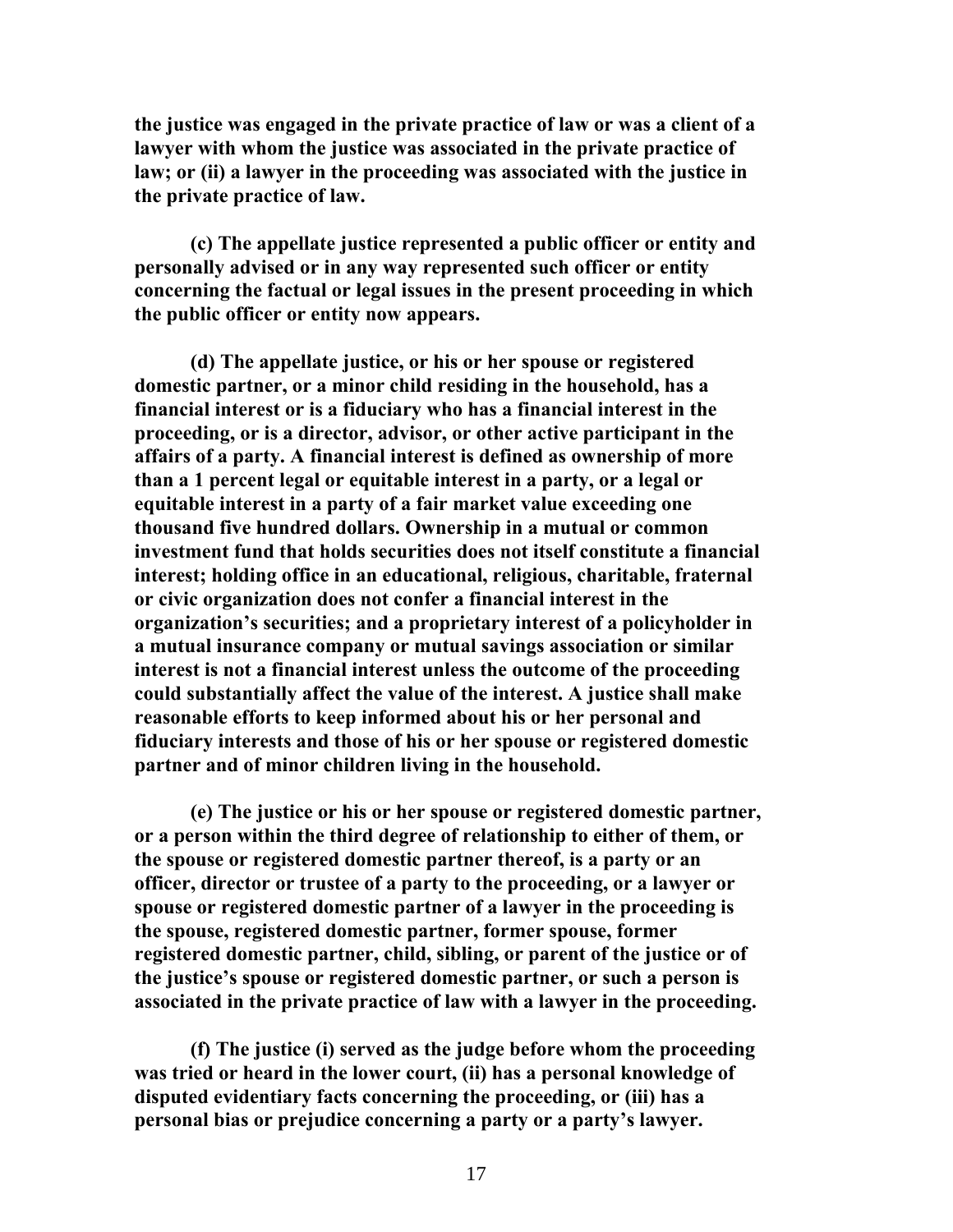**the justice was engaged in the private practice of law or was a client of a lawyer with whom the justice was associated in the private practice of law; or (ii) a lawyer in the proceeding was associated with the justice in the private practice of law.**

**(c) The appellate justice represented a public officer or entity and personally advised or in any way represented such officer or entity concerning the factual or legal issues in the present proceeding in which the public officer or entity now appears.**

**(d) The appellate justice, or his or her spouse or registered domestic partner, or a minor child residing in the household, has a financial interest or is a fiduciary who has a financial interest in the proceeding, or is a director, advisor, or other active participant in the affairs of a party. A financial interest is defined as ownership of more than a 1 percent legal or equitable interest in a party, or a legal or equitable interest in a party of a fair market value exceeding one thousand five hundred dollars. Ownership in a mutual or common investment fund that holds securities does not itself constitute a financial interest; holding office in an educational, religious, charitable, fraternal or civic organization does not confer a financial interest in the organization's securities; and a proprietary interest of a policyholder in a mutual insurance company or mutual savings association or similar interest is not a financial interest unless the outcome of the proceeding could substantially affect the value of the interest. A justice shall make reasonable efforts to keep informed about his or her personal and fiduciary interests and those of his or her spouse or registered domestic partner and of minor children living in the household.**

**(e) The justice or his or her spouse or registered domestic partner, or a person within the third degree of relationship to either of them, or the spouse or registered domestic partner thereof, is a party or an officer, director or trustee of a party to the proceeding, or a lawyer or spouse or registered domestic partner of a lawyer in the proceeding is the spouse, registered domestic partner, former spouse, former registered domestic partner, child, sibling, or parent of the justice or of the justice's spouse or registered domestic partner, or such a person is associated in the private practice of law with a lawyer in the proceeding.**

**(f) The justice (i) served as the judge before whom the proceeding was tried or heard in the lower court, (ii) has a personal knowledge of disputed evidentiary facts concerning the proceeding, or (iii) has a personal bias or prejudice concerning a party or a party's lawyer.**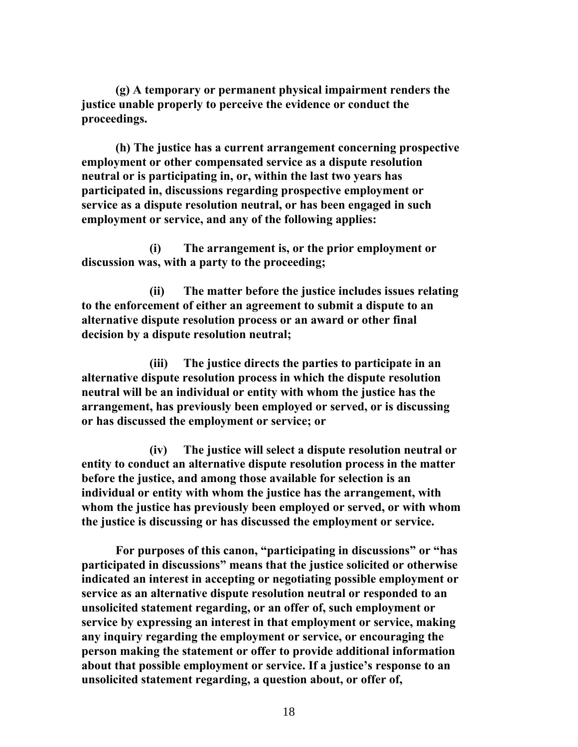**(g) A temporary or permanent physical impairment renders the justice unable properly to perceive the evidence or conduct the proceedings.**

**(h) The justice has a current arrangement concerning prospective employment or other compensated service as a dispute resolution neutral or is participating in, or, within the last two years has participated in, discussions regarding prospective employment or service as a dispute resolution neutral, or has been engaged in such employment or service, and any of the following applies:**

**(i) The arrangement is, or the prior employment or discussion was, with a party to the proceeding;**

**(ii) The matter before the justice includes issues relating to the enforcement of either an agreement to submit a dispute to an alternative dispute resolution process or an award or other final decision by a dispute resolution neutral;**

**(iii) The justice directs the parties to participate in an alternative dispute resolution process in which the dispute resolution neutral will be an individual or entity with whom the justice has the arrangement, has previously been employed or served, or is discussing or has discussed the employment or service; or**

**(iv) The justice will select a dispute resolution neutral or entity to conduct an alternative dispute resolution process in the matter before the justice, and among those available for selection is an individual or entity with whom the justice has the arrangement, with whom the justice has previously been employed or served, or with whom the justice is discussing or has discussed the employment or service.**

**For purposes of this canon, "participating in discussions" or "has participated in discussions" means that the justice solicited or otherwise indicated an interest in accepting or negotiating possible employment or service as an alternative dispute resolution neutral or responded to an unsolicited statement regarding, or an offer of, such employment or service by expressing an interest in that employment or service, making any inquiry regarding the employment or service, or encouraging the person making the statement or offer to provide additional information about that possible employment or service. If a justice's response to an unsolicited statement regarding, a question about, or offer of,**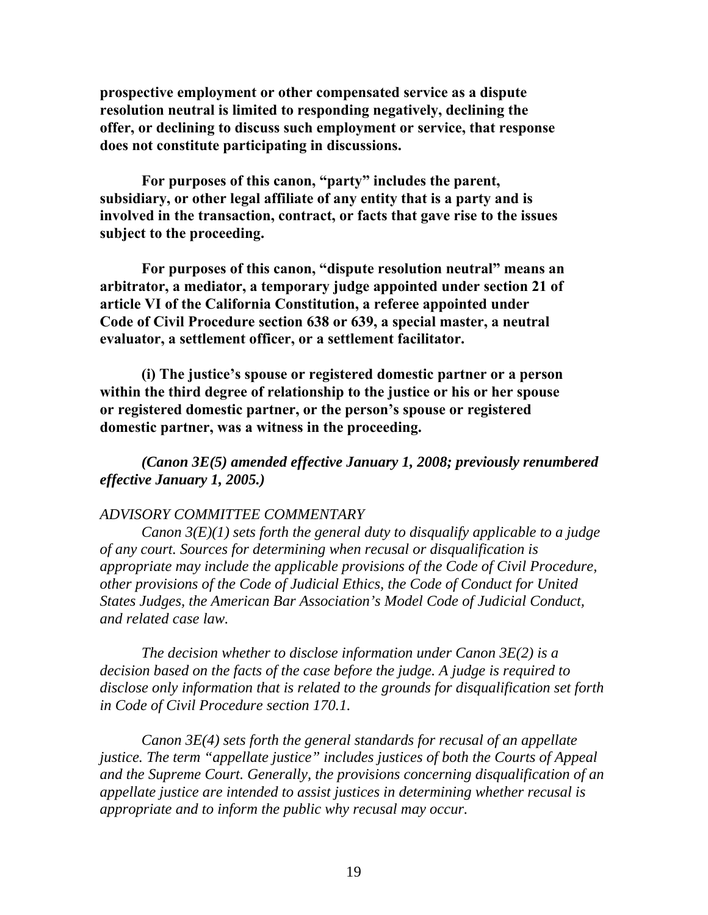**prospective employment or other compensated service as a dispute resolution neutral is limited to responding negatively, declining the offer, or declining to discuss such employment or service, that response does not constitute participating in discussions.**

**For purposes of this canon, "party" includes the parent, subsidiary, or other legal affiliate of any entity that is a party and is involved in the transaction, contract, or facts that gave rise to the issues subject to the proceeding.**

**For purposes of this canon, "dispute resolution neutral" means an arbitrator, a mediator, a temporary judge appointed under section 21 of article VI of the California Constitution, a referee appointed under Code of Civil Procedure section 638 or 639, a special master, a neutral evaluator, a settlement officer, or a settlement facilitator.**

**(i) The justice's spouse or registered domestic partner or a person within the third degree of relationship to the justice or his or her spouse or registered domestic partner, or the person's spouse or registered domestic partner, was a witness in the proceeding.**

***(Canon 3E(5) amended effective January 1, 2008; previously renumbered effective January 1, 2005.)***

*ADVISORY COMMITTEE COMMENTARY*

*Canon 3(E)(1) sets forth the general duty to disqualify applicable to a judge of any court. Sources for determining when recusal or disqualification is appropriate may include the applicable provisions of the Code of Civil Procedure, other provisions of the Code of Judicial Ethics, the Code of Conduct for United States Judges, the American Bar Association's Model Code of Judicial Conduct, and related case law.*

*The decision whether to disclose information under Canon 3E(2) is a decision based on the facts of the case before the judge. A judge is required to disclose only information that is related to the grounds for disqualification set forth in Code of Civil Procedure section 170.1.*

*Canon 3E(4) sets forth the general standards for recusal of an appellate justice. The term "appellate justice" includes justices of both the Courts of Appeal and the Supreme Court. Generally, the provisions concerning disqualification of an appellate justice are intended to assist justices in determining whether recusal is appropriate and to inform the public why recusal may occur.*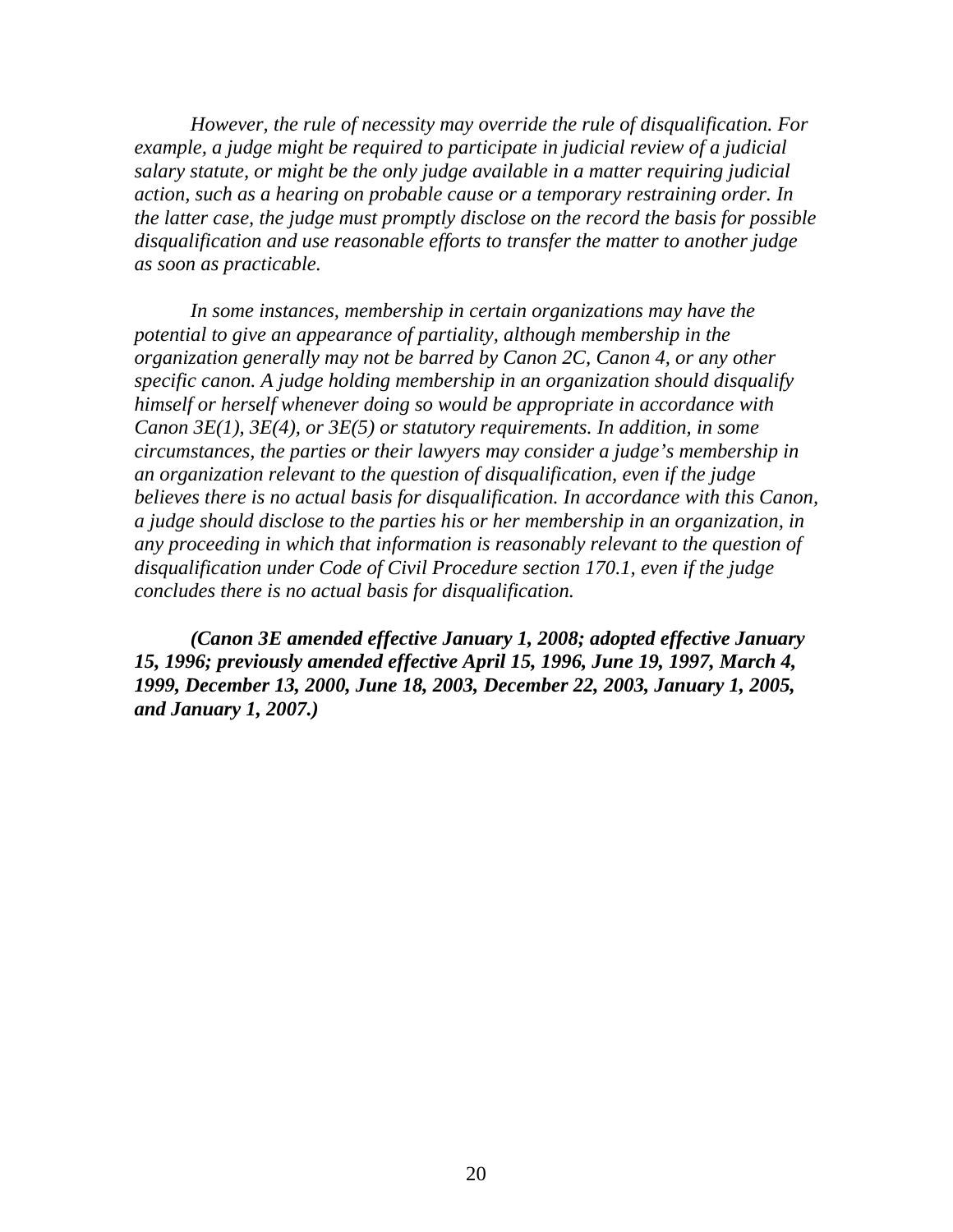*However, the rule of necessity may override the rule of disqualification. For example, a judge might be required to participate in judicial review of a judicial salary statute, or might be the only judge available in a matter requiring judicial action, such as a hearing on probable cause or a temporary restraining order. In the latter case, the judge must promptly disclose on the record the basis for possible disqualification and use reasonable efforts to transfer the matter to another judge as soon as practicable.*

*In some instances, membership in certain organizations may have the potential to give an appearance of partiality, although membership in the organization generally may not be barred by Canon 2C, Canon 4, or any other specific canon. A judge holding membership in an organization should disqualify himself or herself whenever doing so would be appropriate in accordance with Canon 3E(1), 3E(4), or 3E(5) or statutory requirements. In addition, in some circumstances, the parties or their lawyers may consider a judge's membership in an organization relevant to the question of disqualification, even if the judge believes there is no actual basis for disqualification. In accordance with this Canon, a judge should disclose to the parties his or her membership in an organization, in any proceeding in which that information is reasonably relevant to the question of disqualification under Code of Civil Procedure section 170.1, even if the judge concludes there is no actual basis for disqualification.*

***(Canon 3E amended effective January 1, 2008; adopted effective January 15, 1996; previously amended effective April 15, 1996, June 19, 1997, March 4, 1999, December 13, 2000, June 18, 2003, December 22, 2003, January 1, 2005, and January 1, 2007.)***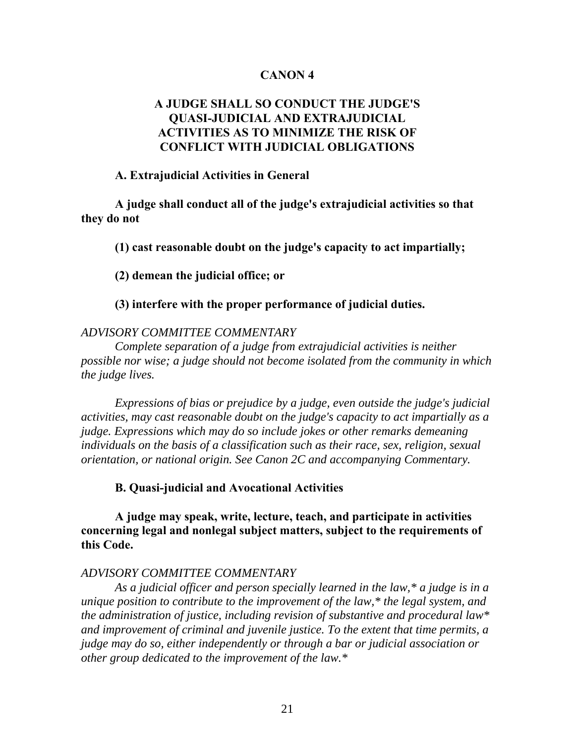# CANON 4

## A JUDGE SHALL SO CONDUCT THE JUDGE'S QUASI-JUDICIAL AND EXTRAJUDICIAL ACTIVITIES AS TO MINIMIZE THE RISK OF CONFLICT WITH JUDICIAL OBLIGATIONS

### A. Extrajudicial Activities in General

**A judge shall conduct all of the judge's extrajudicial activities so that they do not**

**(1) cast reasonable doubt on the judge's capacity to act impartially;**

**(2) demean the judicial office; or**

**(3) interfere with the proper performance of judicial duties.**

*ADVISORY COMMITTEE COMMENTARY*

*Complete separation of a judge from extrajudicial activities is neither possible nor wise; a judge should not become isolated from the community in which the judge lives.*

*Expressions of bias or prejudice by a judge, even outside the judge's judicial activities, may cast reasonable doubt on the judge's capacity to act impartially as a judge. Expressions which may do so include jokes or other remarks demeaning individuals on the basis of a classification such as their race, sex, religion, sexual orientation, or national origin. See Canon 2C and accompanying Commentary.*

### B. Quasi-judicial and Avocational Activities

**A judge may speak, write, lecture, teach, and participate in activities concerning legal and nonlegal subject matters, subject to the requirements of this Code.**

*ADVISORY COMMITTEE COMMENTARY*

*As a judicial officer and person specially learned in the law,* a judge is in a unique position to contribute to the improvement of the law,* the legal system, and the administration of justice, including revision of substantive and procedural law* and improvement of criminal and juvenile justice. To the extent that time permits, a judge may do so, either independently or through a bar or judicial association or other group dedicated to the improvement of the law.**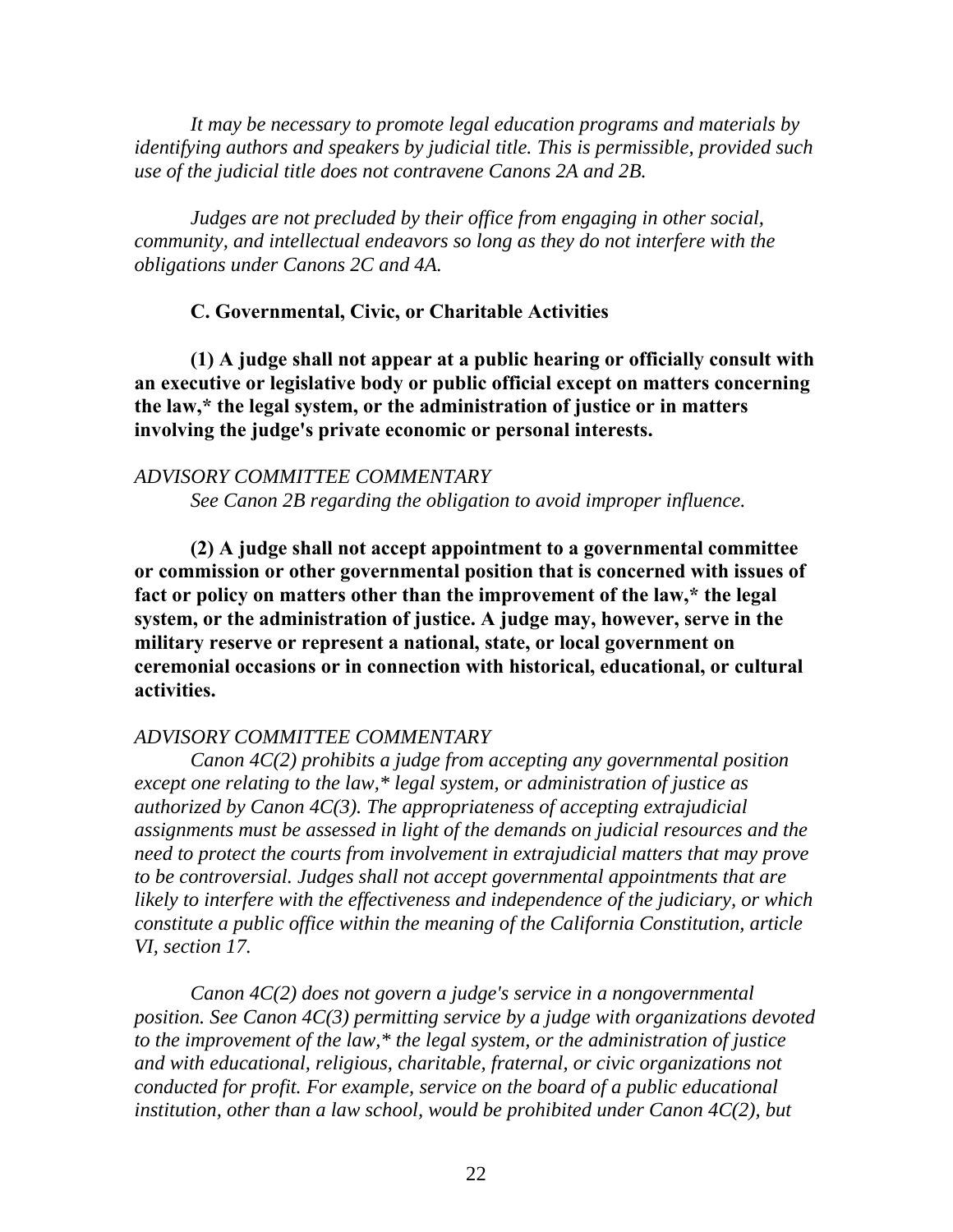*It may be necessary to promote legal education programs and materials by identifying authors and speakers by judicial title. This is permissible, provided such use of the judicial title does not contravene Canons 2A and 2B.*

*Judges are not precluded by their office from engaging in other social, community, and intellectual endeavors so long as they do not interfere with the obligations under Canons 2C and 4A.*

**C. Governmental, Civic, or Charitable Activities**

**(1) A judge shall not appear at a public hearing or officially consult with an executive or legislative body or public official except on matters concerning the law,* the legal system, or the administration of justice or in matters involving the judge's private economic or personal interests.**

*ADVISORY COMMITTEE COMMENTARY*

*See Canon 2B regarding the obligation to avoid improper influence.*

**(2) A judge shall not accept appointment to a governmental committee or commission or other governmental position that is concerned with issues of fact or policy on matters other than the improvement of the law,* the legal system, or the administration of justice. A judge may, however, serve in the military reserve or represent a national, state, or local government on ceremonial occasions or in connection with historical, educational, or cultural activities.**

*ADVISORY COMMITTEE COMMENTARY*

*Canon 4C(2) prohibits a judge from accepting any governmental position except one relating to the law,* legal system, or administration of justice as authorized by Canon 4C(3). The appropriateness of accepting extrajudicial assignments must be assessed in light of the demands on judicial resources and the need to protect the courts from involvement in extrajudicial matters that may prove to be controversial. Judges shall not accept governmental appointments that are likely to interfere with the effectiveness and independence of the judiciary, or which constitute a public office within the meaning of the California Constitution, article VI, section 17.*

*Canon 4C(2) does not govern a judge's service in a nongovernmental position. See Canon 4C(3) permitting service by a judge with organizations devoted to the improvement of the law,* the legal system, or the administration of justice and with educational, religious, charitable, fraternal, or civic organizations not conducted for profit. For example, service on the board of a public educational institution, other than a law school, would be prohibited under Canon 4C(2), but*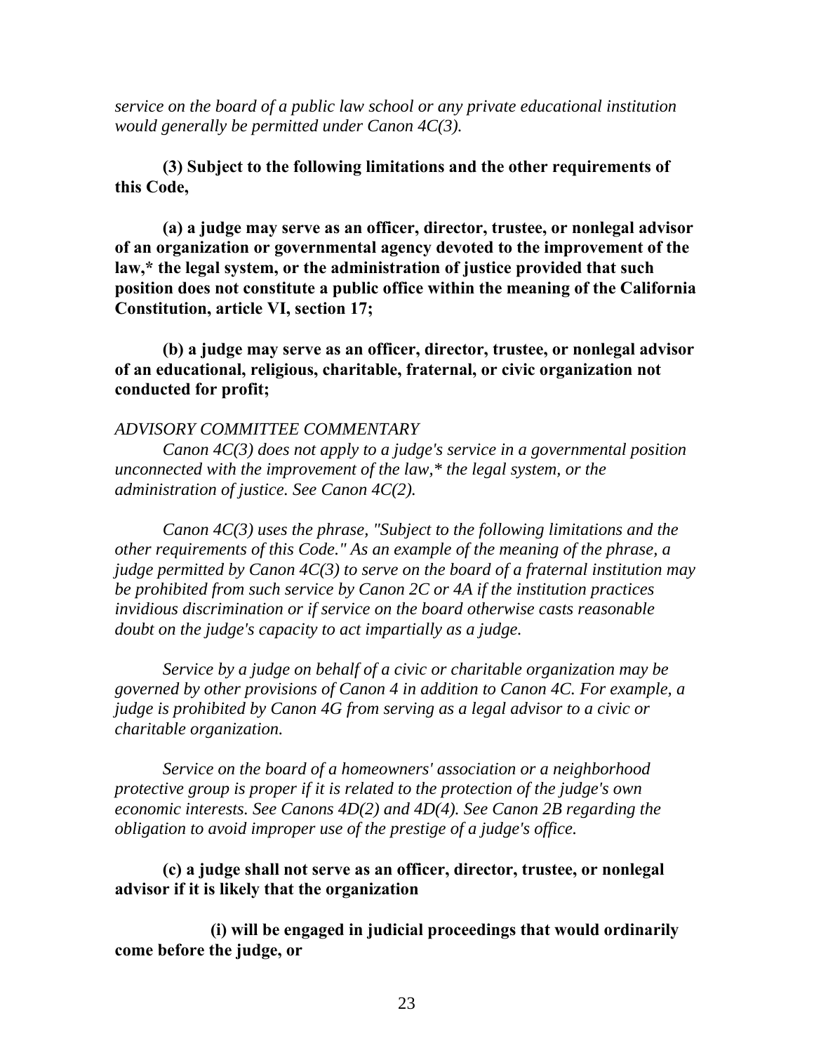*service on the board of a public law school or any private educational institution would generally be permitted under Canon 4C(3).*

**(3) Subject to the following limitations and the other requirements of this Code,**

**(a) a judge may serve as an officer, director, trustee, or nonlegal advisor of an organization or governmental agency devoted to the improvement of the law,* the legal system, or the administration of justice provided that such position does not constitute a public office within the meaning of the California Constitution, article VI, section 17;**

**(b) a judge may serve as an officer, director, trustee, or nonlegal advisor of an educational, religious, charitable, fraternal, or civic organization not conducted for profit;**

*ADVISORY COMMITTEE COMMENTARY*

*Canon 4C(3) does not apply to a judge's service in a governmental position unconnected with the improvement of the law,* the legal system, or the administration of justice. See Canon 4C(2).*

*Canon 4C(3) uses the phrase, "Subject to the following limitations and the other requirements of this Code." As an example of the meaning of the phrase, a judge permitted by Canon 4C(3) to serve on the board of a fraternal institution may be prohibited from such service by Canon 2C or 4A if the institution practices invidious discrimination or if service on the board otherwise casts reasonable doubt on the judge's capacity to act impartially as a judge.*

*Service by a judge on behalf of a civic or charitable organization may be governed by other provisions of Canon 4 in addition to Canon 4C. For example, a judge is prohibited by Canon 4G from serving as a legal advisor to a civic or charitable organization.*

*Service on the board of a homeowners' association or a neighborhood protective group is proper if it is related to the protection of the judge's own economic interests. See Canons 4D(2) and 4D(4). See Canon 2B regarding the obligation to avoid improper use of the prestige of a judge's office.*

**(c) a judge shall not serve as an officer, director, trustee, or nonlegal advisor if it is likely that the organization**

**(i) will be engaged in judicial proceedings that would ordinarily come before the judge, or**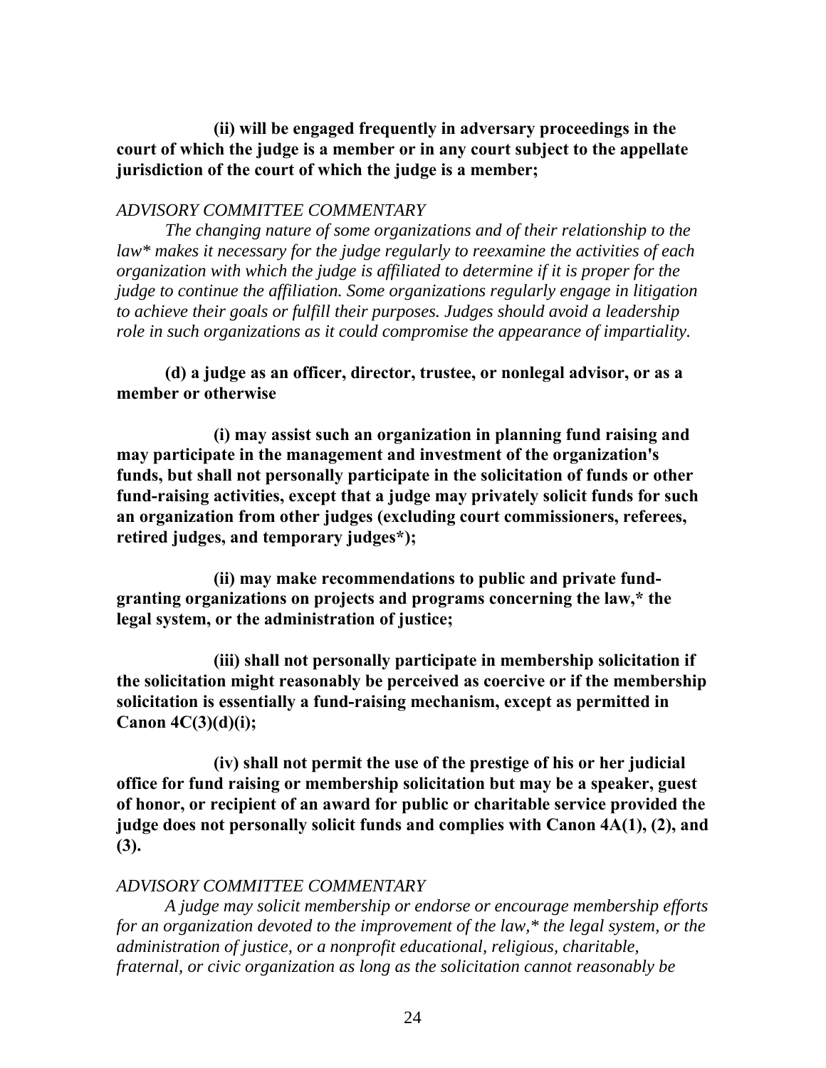**(ii) will be engaged frequently in adversary proceedings in the court of which the judge is a member or in any court subject to the appellate jurisdiction of the court of which the judge is a member;**

*ADVISORY COMMITTEE COMMENTARY*

*The changing nature of some organizations and of their relationship to the law* makes it necessary for the judge regularly to reexamine the activities of each organization with which the judge is affiliated to determine if it is proper for the judge to continue the affiliation. Some organizations regularly engage in litigation to achieve their goals or fulfill their purposes. Judges should avoid a leadership role in such organizations as it could compromise the appearance of impartiality.*

**(d) a judge as an officer, director, trustee, or nonlegal advisor, or as a member or otherwise**

**(i) may assist such an organization in planning fund raising and may participate in the management and investment of the organization's funds, but shall not personally participate in the solicitation of funds or other fund-raising activities, except that a judge may privately solicit funds for such an organization from other judges (excluding court commissioners, referees, retired judges, and temporary judges*);**

**(ii) may make recommendations to public and private fund-granting organizations on projects and programs concerning the law,* the legal system, or the administration of justice;**

**(iii) shall not personally participate in membership solicitation if the solicitation might reasonably be perceived as coercive or if the membership solicitation is essentially a fund-raising mechanism, except as permitted in Canon 4C(3)(d)(i);**

**(iv) shall not permit the use of the prestige of his or her judicial office for fund raising or membership solicitation but may be a speaker, guest of honor, or recipient of an award for public or charitable service provided the judge does not personally solicit funds and complies with Canon 4A(1), (2), and (3).**

*ADVISORY COMMITTEE COMMENTARY*

*A judge may solicit membership or endorse or encourage membership efforts for an organization devoted to the improvement of the law,* the legal system, or the administration of justice, or a nonprofit educational, religious, charitable, fraternal, or civic organization as long as the solicitation cannot reasonably be*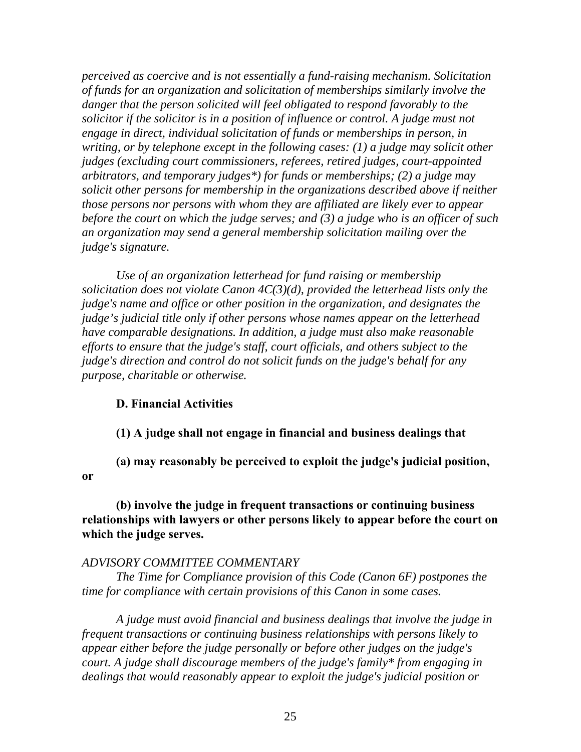*perceived as coercive and is not essentially a fund-raising mechanism. Solicitation of funds for an organization and solicitation of memberships similarly involve the danger that the person solicited will feel obligated to respond favorably to the solicitor if the solicitor is in a position of influence or control. A judge must not engage in direct, individual solicitation of funds or memberships in person, in writing, or by telephone except in the following cases: (1) a judge may solicit other judges (excluding court commissioners, referees, retired judges, court-appointed arbitrators, and temporary judges*) for funds or memberships; (2) a judge may solicit other persons for membership in the organizations described above if neither those persons nor persons with whom they are affiliated are likely ever to appear before the court on which the judge serves; and (3) a judge who is an officer of such an organization may send a general membership solicitation mailing over the judge's signature.*

*Use of an organization letterhead for fund raising or membership solicitation does not violate Canon 4C(3)(d), provided the letterhead lists only the judge's name and office or other position in the organization, and designates the judge's judicial title only if other persons whose names appear on the letterhead have comparable designations. In addition, a judge must also make reasonable efforts to ensure that the judge's staff, court officials, and others subject to the judge's direction and control do not solicit funds on the judge's behalf for any purpose, charitable or otherwise.*

**D. Financial Activities**

**(1) A judge shall not engage in financial and business dealings that**

**(a) may reasonably be perceived to exploit the judge's judicial position, or**

**(b) involve the judge in frequent transactions or continuing business relationships with lawyers or other persons likely to appear before the court on which the judge serves.**

*ADVISORY COMMITTEE COMMENTARY*

*The Time for Compliance provision of this Code (Canon 6F) postpones the time for compliance with certain provisions of this Canon in some cases.*

*A judge must avoid financial and business dealings that involve the judge in frequent transactions or continuing business relationships with persons likely to appear either before the judge personally or before other judges on the judge's court. A judge shall discourage members of the judge's family* from engaging in dealings that would reasonably appear to exploit the judge's judicial position or*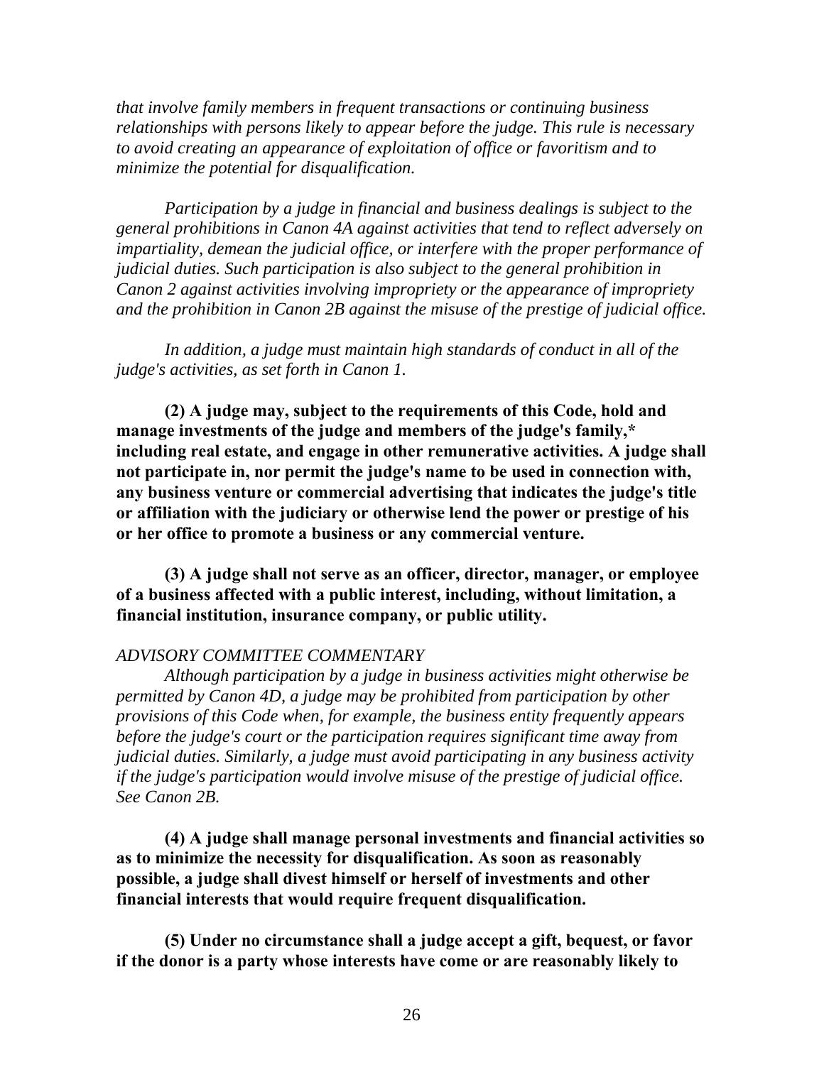*that involve family members in frequent transactions or continuing business relationships with persons likely to appear before the judge. This rule is necessary to avoid creating an appearance of exploitation of office or favoritism and to minimize the potential for disqualification.*

*Participation by a judge in financial and business dealings is subject to the general prohibitions in Canon 4A against activities that tend to reflect adversely on impartiality, demean the judicial office, or interfere with the proper performance of judicial duties. Such participation is also subject to the general prohibition in Canon 2 against activities involving impropriety or the appearance of impropriety and the prohibition in Canon 2B against the misuse of the prestige of judicial office.*

*In addition, a judge must maintain high standards of conduct in all of the judge's activities, as set forth in Canon 1.*

**(2) A judge may, subject to the requirements of this Code, hold and manage investments of the judge and members of the judge's family,* including real estate, and engage in other remunerative activities. A judge shall not participate in, nor permit the judge's name to be used in connection with, any business venture or commercial advertising that indicates the judge's title or affiliation with the judiciary or otherwise lend the power or prestige of his or her office to promote a business or any commercial venture.**

**(3) A judge shall not serve as an officer, director, manager, or employee of a business affected with a public interest, including, without limitation, a financial institution, insurance company, or public utility.**

*ADVISORY COMMITTEE COMMENTARY*

*Although participation by a judge in business activities might otherwise be permitted by Canon 4D, a judge may be prohibited from participation by other provisions of this Code when, for example, the business entity frequently appears before the judge's court or the participation requires significant time away from judicial duties. Similarly, a judge must avoid participating in any business activity if the judge's participation would involve misuse of the prestige of judicial office. See Canon 2B.*

**(4) A judge shall manage personal investments and financial activities so as to minimize the necessity for disqualification. As soon as reasonably possible, a judge shall divest himself or herself of investments and other financial interests that would require frequent disqualification.**

**(5) Under no circumstance shall a judge accept a gift, bequest, or favor if the donor is a party whose interests have come or are reasonably likely to**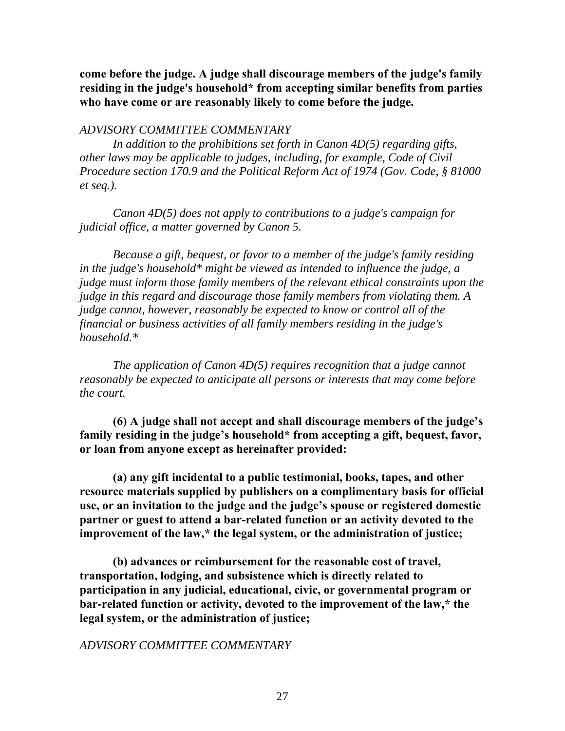**come before the judge. A judge shall discourage members of the judge's family residing in the judge's household* from accepting similar benefits from parties who have come or are reasonably likely to come before the judge.**

*ADVISORY COMMITTEE COMMENTARY*

*In addition to the prohibitions set forth in Canon 4D(5) regarding gifts, other laws may be applicable to judges, including, for example, Code of Civil Procedure section 170.9 and the Political Reform Act of 1974 (Gov. Code, § 81000 et seq.).*

*Canon 4D(5) does not apply to contributions to a judge's campaign for judicial office, a matter governed by Canon 5.*

*Because a gift, bequest, or favor to a member of the judge's family residing in the judge's household* might be viewed as intended to influence the judge, a judge must inform those family members of the relevant ethical constraints upon the judge in this regard and discourage those family members from violating them. A judge cannot, however, reasonably be expected to know or control all of the financial or business activities of all family members residing in the judge's household.**

*The application of Canon 4D(5) requires recognition that a judge cannot reasonably be expected to anticipate all persons or interests that may come before the court.*

**(6) A judge shall not accept and shall discourage members of the judge's family residing in the judge's household* from accepting a gift, bequest, favor, or loan from anyone except as hereinafter provided:**

**(a) any gift incidental to a public testimonial, books, tapes, and other resource materials supplied by publishers on a complimentary basis for official use, or an invitation to the judge and the judge's spouse or registered domestic partner or guest to attend a bar-related function or an activity devoted to the improvement of the law,* the legal system, or the administration of justice;**

**(b) advances or reimbursement for the reasonable cost of travel, transportation, lodging, and subsistence which is directly related to participation in any judicial, educational, civic, or governmental program or bar-related function or activity, devoted to the improvement of the law,* the legal system, or the administration of justice;**

*ADVISORY COMMITTEE COMMENTARY*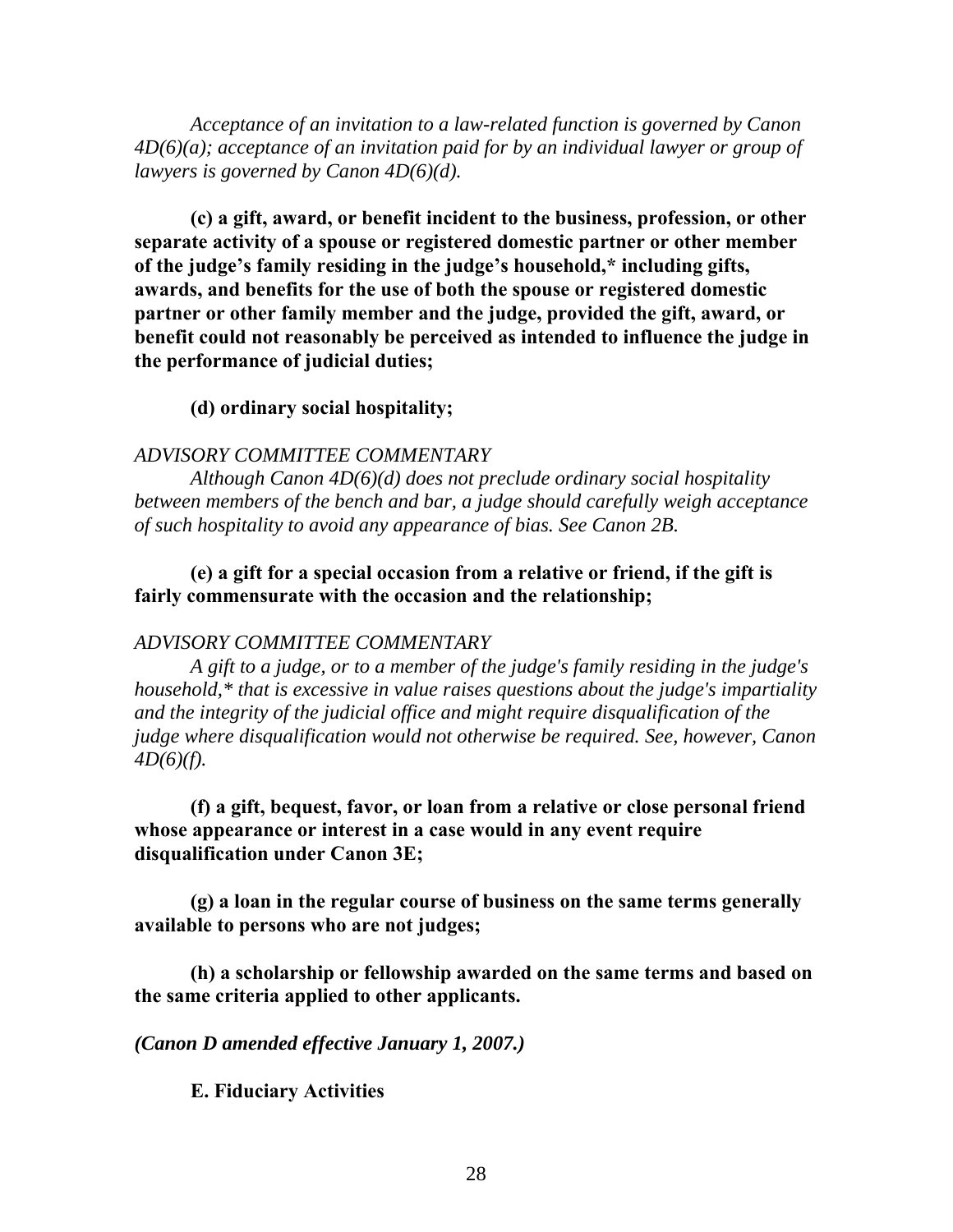*Acceptance of an invitation to a law-related function is governed by Canon 4D(6)(a); acceptance of an invitation paid for by an individual lawyer or group of lawyers is governed by Canon 4D(6)(d).*

**(c) a gift, award, or benefit incident to the business, profession, or other separate activity of a spouse or registered domestic partner or other member of the judge's family residing in the judge's household,* including gifts, awards, and benefits for the use of both the spouse or registered domestic partner or other family member and the judge, provided the gift, award, or benefit could not reasonably be perceived as intended to influence the judge in the performance of judicial duties;**

**(d) ordinary social hospitality;**

*ADVISORY COMMITTEE COMMENTARY*

*Although Canon 4D(6)(d) does not preclude ordinary social hospitality between members of the bench and bar, a judge should carefully weigh acceptance of such hospitality to avoid any appearance of bias. See Canon 2B.*

**(e) a gift for a special occasion from a relative or friend, if the gift is fairly commensurate with the occasion and the relationship;**

*ADVISORY COMMITTEE COMMENTARY*

*A gift to a judge, or to a member of the judge's family residing in the judge's household,* that is excessive in value raises questions about the judge's impartiality and the integrity of the judicial office and might require disqualification of the judge where disqualification would not otherwise be required. See, however, Canon 4D(6)(f).*

**(f) a gift, bequest, favor, or loan from a relative or close personal friend whose appearance or interest in a case would in any event require disqualification under Canon 3E;**

**(g) a loan in the regular course of business on the same terms generally available to persons who are not judges;**

**(h) a scholarship or fellowship awarded on the same terms and based on the same criteria applied to other applicants.**

***(Canon D amended effective January 1, 2007.)***

**E. Fiduciary Activities**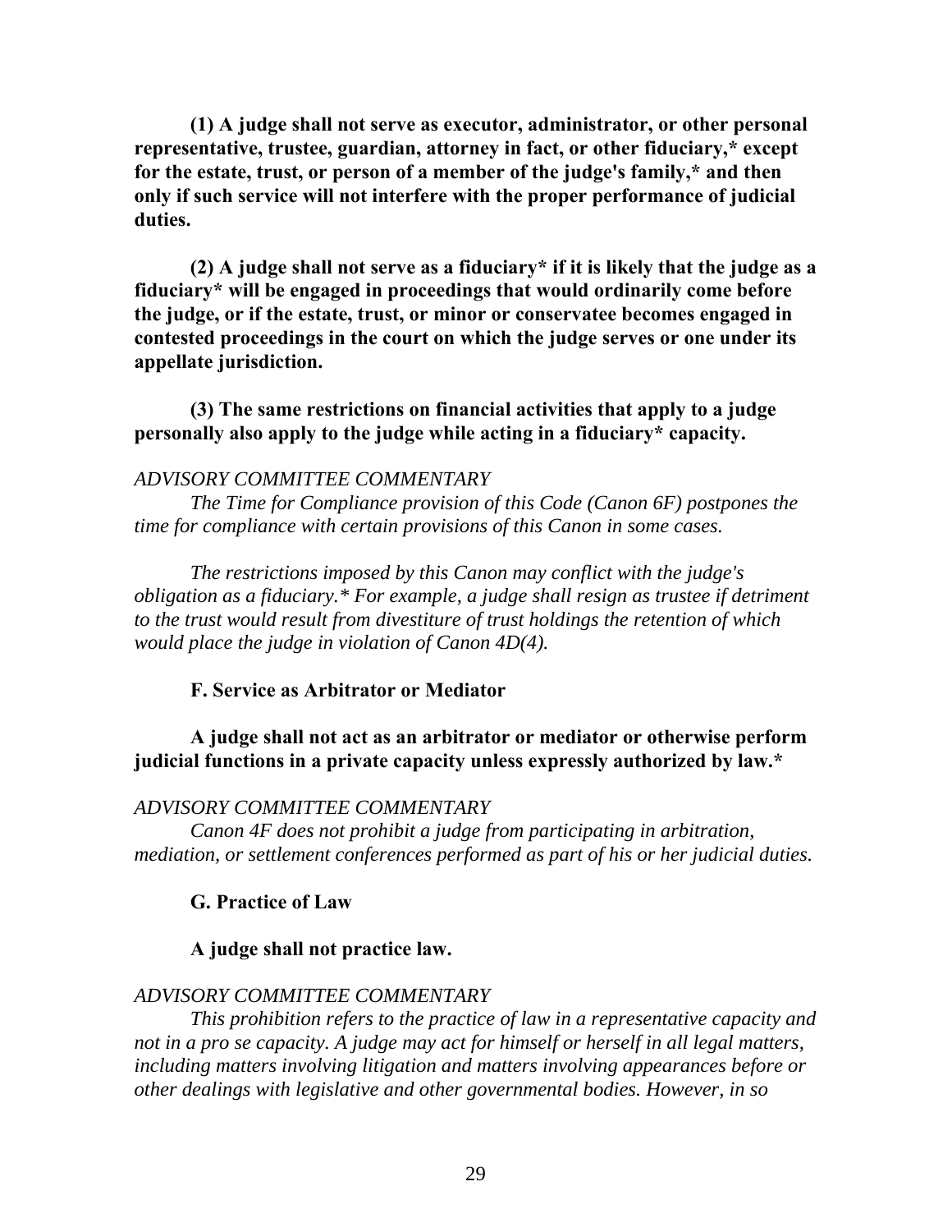**(1) A judge shall not serve as executor, administrator, or other personal representative, trustee, guardian, attorney in fact, or other fiduciary,* except for the estate, trust, or person of a member of the judge's family,* and then only if such service will not interfere with the proper performance of judicial duties.**

**(2) A judge shall not serve as a fiduciary* if it is likely that the judge as a fiduciary* will be engaged in proceedings that would ordinarily come before the judge, or if the estate, trust, or minor or conservatee becomes engaged in contested proceedings in the court on which the judge serves or one under its appellate jurisdiction.**

**(3) The same restrictions on financial activities that apply to a judge personally also apply to the judge while acting in a fiduciary* capacity.**

*ADVISORY COMMITTEE COMMENTARY*

*The Time for Compliance provision of this Code (Canon 6F) postpones the time for compliance with certain provisions of this Canon in some cases.*

*The restrictions imposed by this Canon may conflict with the judge's obligation as a fiduciary.* For example, a judge shall resign as trustee if detriment to the trust would result from divestiture of trust holdings the retention of which would place the judge in violation of Canon 4D(4).*

**F. Service as Arbitrator or Mediator**

**A judge shall not act as an arbitrator or mediator or otherwise perform judicial functions in a private capacity unless expressly authorized by law.***

*ADVISORY COMMITTEE COMMENTARY*

*Canon 4F does not prohibit a judge from participating in arbitration, mediation, or settlement conferences performed as part of his or her judicial duties.*

**G. Practice of Law**

**A judge shall not practice law.**

*ADVISORY COMMITTEE COMMENTARY*

*This prohibition refers to the practice of law in a representative capacity and not in a pro se capacity. A judge may act for himself or herself in all legal matters, including matters involving litigation and matters involving appearances before or other dealings with legislative and other governmental bodies. However, in so*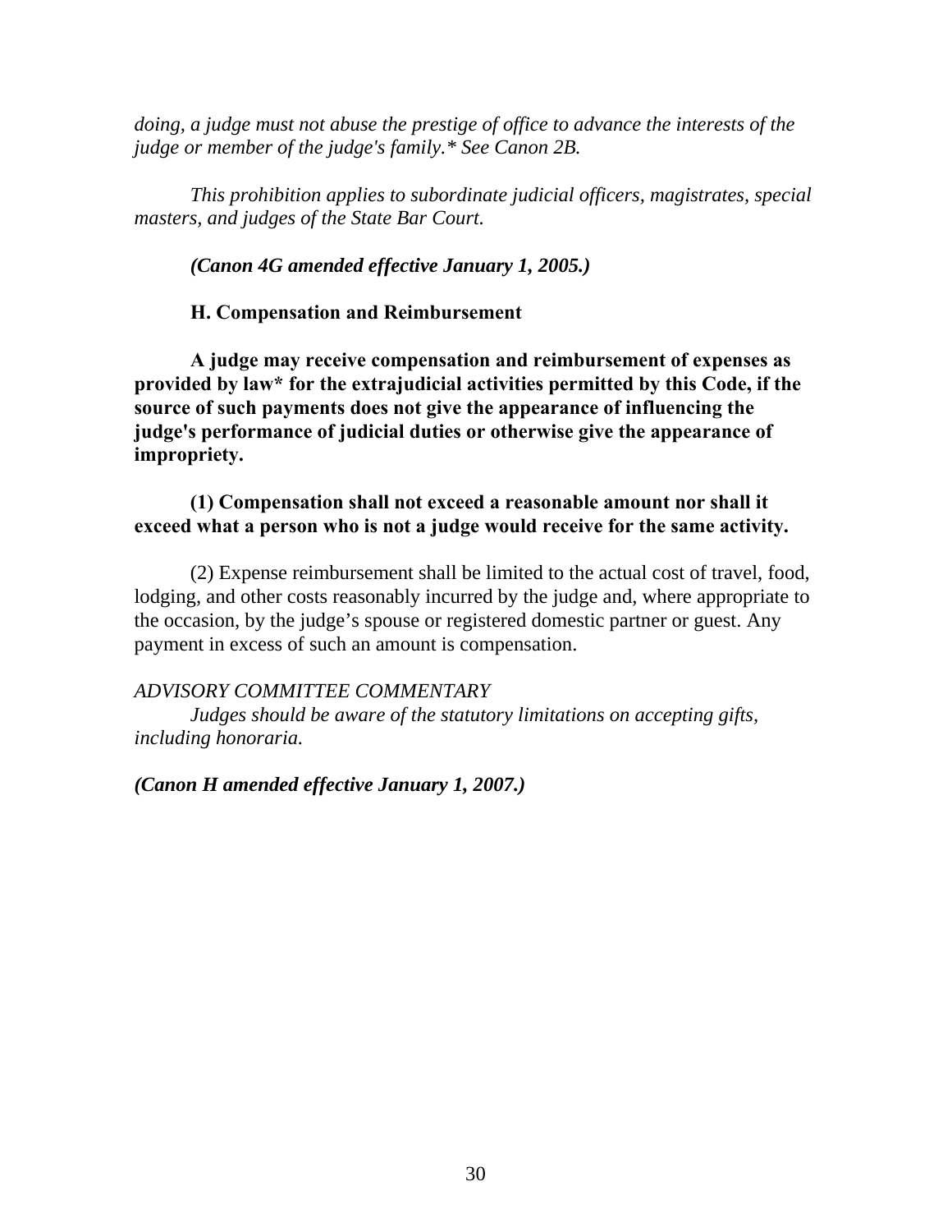*doing, a judge must not abuse the prestige of office to advance the interests of the judge or member of the judge's family.* See Canon 2B.*

*This prohibition applies to subordinate judicial officers, magistrates, special masters, and judges of the State Bar Court.*

***(Canon 4G amended effective January 1, 2005.)***

**H. Compensation and Reimbursement**

**A judge may receive compensation and reimbursement of expenses as provided by law* for the extrajudicial activities permitted by this Code, if the source of such payments does not give the appearance of influencing the judge's performance of judicial duties or otherwise give the appearance of impropriety.**

**(1) Compensation shall not exceed a reasonable amount nor shall it exceed what a person who is not a judge would receive for the same activity.**

(2) Expense reimbursement shall be limited to the actual cost of travel, food, lodging, and other costs reasonably incurred by the judge and, where appropriate to the occasion, by the judge's spouse or registered domestic partner or guest. Any payment in excess of such an amount is compensation.

*ADVISORY COMMITTEE COMMENTARY*

*Judges should be aware of the statutory limitations on accepting gifts, including honoraria.*

***(Canon H amended effective January 1, 2007.)***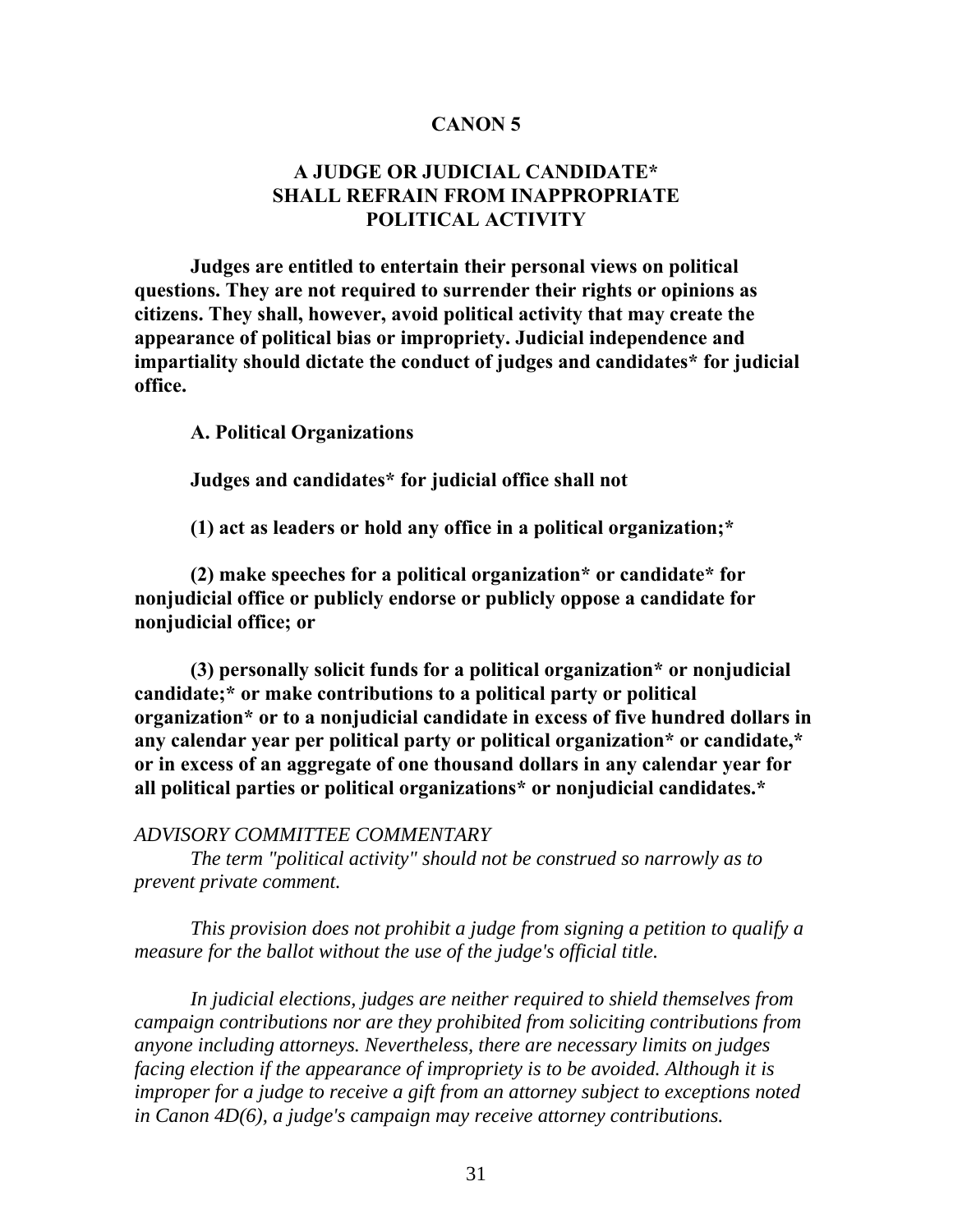## CANON 5

## A JUDGE OR JUDICIAL CANDIDATE* SHALL REFRAIN FROM INAPPROPRIATE POLITICAL ACTIVITY

**Judges are entitled to entertain their personal views on political questions. They are not required to surrender their rights or opinions as citizens. They shall, however, avoid political activity that may create the appearance of political bias or impropriety. Judicial independence and impartiality should dictate the conduct of judges and candidates* for judicial office.**

**A. Political Organizations**

**Judges and candidates* for judicial office shall not**

**(1) act as leaders or hold any office in a political organization;***

**(2) make speeches for a political organization* or candidate* for nonjudicial office or publicly endorse or publicly oppose a candidate for nonjudicial office; or**

**(3) personally solicit funds for a political organization* or nonjudicial candidate;* or make contributions to a political party or political organization* or to a nonjudicial candidate in excess of five hundred dollars in any calendar year per political party or political organization* or candidate,* or in excess of an aggregate of one thousand dollars in any calendar year for all political parties or political organizations* or nonjudicial candidates.***

*ADVISORY COMMITTEE COMMENTARY*

*The term "political activity" should not be construed so narrowly as to prevent private comment.*

*This provision does not prohibit a judge from signing a petition to qualify a measure for the ballot without the use of the judge's official title.*

*In judicial elections, judges are neither required to shield themselves from campaign contributions nor are they prohibited from soliciting contributions from anyone including attorneys. Nevertheless, there are necessary limits on judges facing election if the appearance of impropriety is to be avoided. Although it is improper for a judge to receive a gift from an attorney subject to exceptions noted in Canon 4D(6), a judge's campaign may receive attorney contributions.*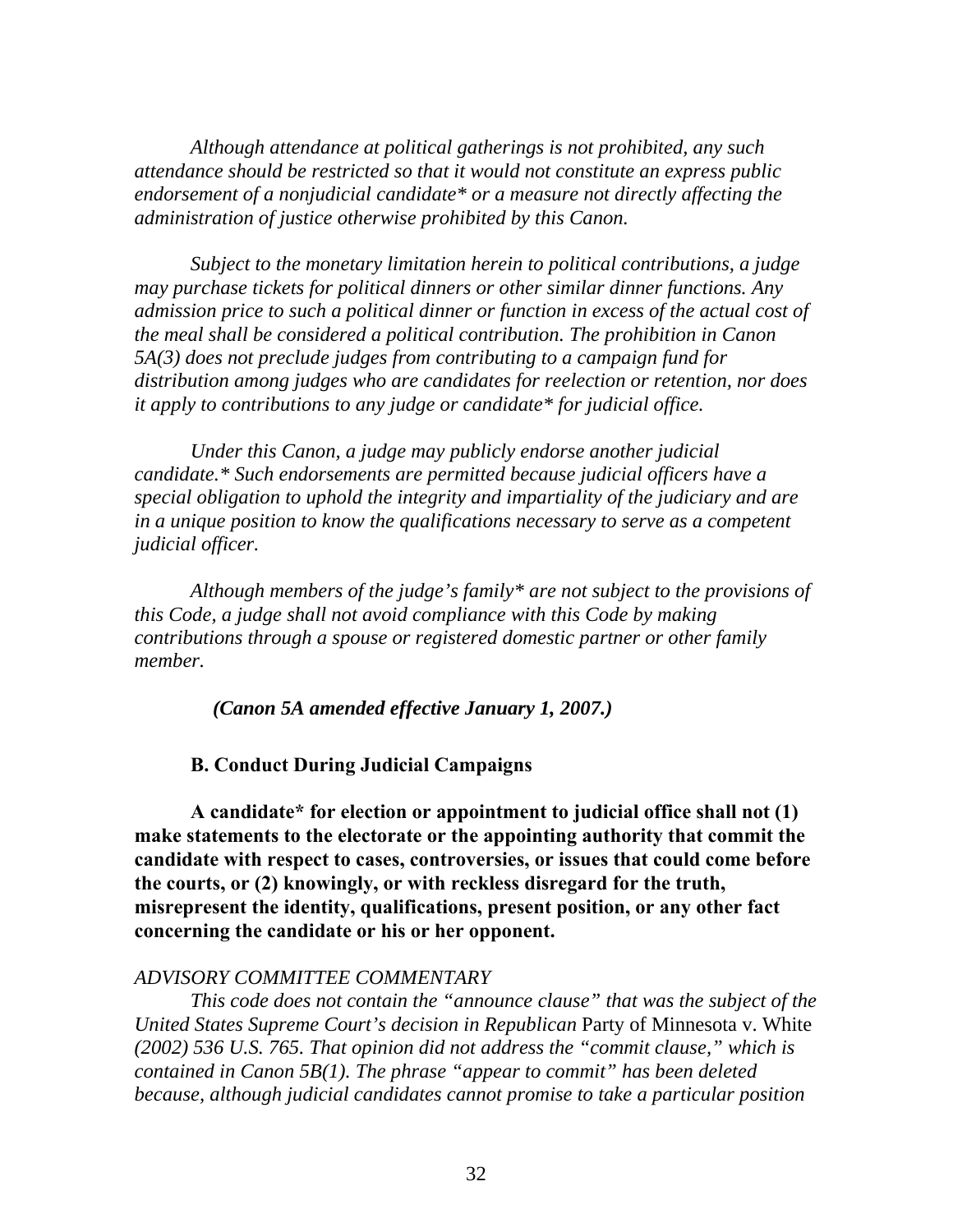*Although attendance at political gatherings is not prohibited, any such attendance should be restricted so that it would not constitute an express public endorsement of a nonjudicial candidate* or a measure not directly affecting the administration of justice otherwise prohibited by this Canon.*

*Subject to the monetary limitation herein to political contributions, a judge may purchase tickets for political dinners or other similar dinner functions. Any admission price to such a political dinner or function in excess of the actual cost of the meal shall be considered a political contribution. The prohibition in Canon 5A(3) does not preclude judges from contributing to a campaign fund for distribution among judges who are candidates for reelection or retention, nor does it apply to contributions to any judge or candidate* for judicial office.*

*Under this Canon, a judge may publicly endorse another judicial candidate.* Such endorsements are permitted because judicial officers have a special obligation to uphold the integrity and impartiality of the judiciary and are in a unique position to know the qualifications necessary to serve as a competent judicial officer.*

*Although members of the judge's family* are not subject to the provisions of this Code, a judge shall not avoid compliance with this Code by making contributions through a spouse or registered domestic partner or other family member.*

***(Canon 5A amended effective January 1, 2007.)***

**B. Conduct During Judicial Campaigns**

**A candidate* for election or appointment to judicial office shall not (1) make statements to the electorate or the appointing authority that commit the candidate with respect to cases, controversies, or issues that could come before the courts, or (2) knowingly, or with reckless disregard for the truth, misrepresent the identity, qualifications, present position, or any other fact concerning the candidate or his or her opponent.**

*ADVISORY COMMITTEE COMMENTARY*

*This code does not contain the "announce clause" that was the subject of the United States Supreme Court's decision in Republican* Party of Minnesota v. White *(2002) 536 U.S. 765. That opinion did not address the "commit clause," which is contained in Canon 5B(1). The phrase "appear to commit" has been deleted because, although judicial candidates cannot promise to take a particular position*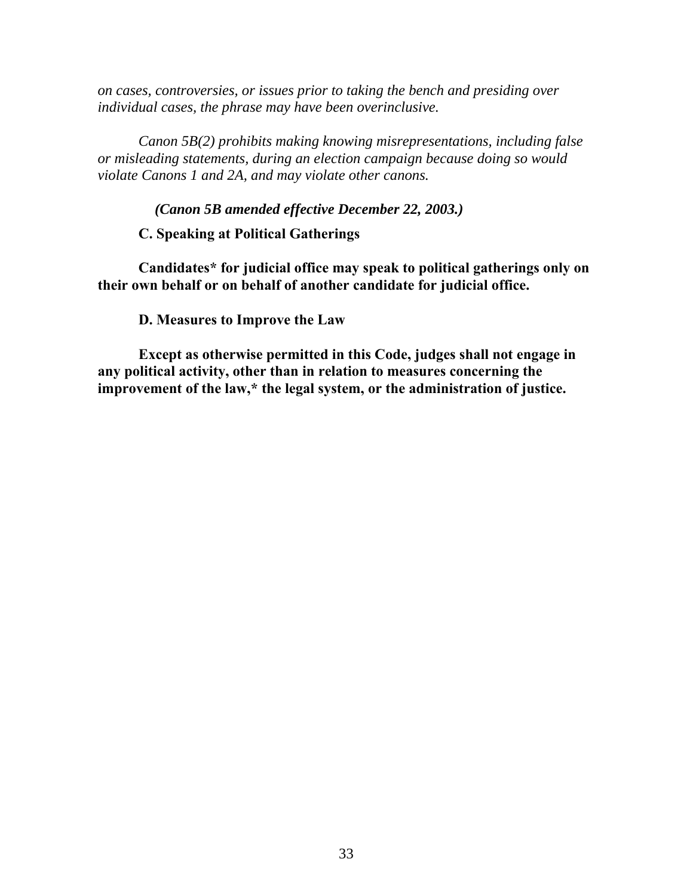*on cases, controversies, or issues prior to taking the bench and presiding over individual cases, the phrase may have been overinclusive.*

*Canon 5B(2) prohibits making knowing misrepresentations, including false or misleading statements, during an election campaign because doing so would violate Canons 1 and 2A, and may violate other canons.*

***(Canon 5B amended effective December 22, 2003.)***

**C. Speaking at Political Gatherings**

**Candidates* for judicial office may speak to political gatherings only on their own behalf or on behalf of another candidate for judicial office.**

**D. Measures to Improve the Law**

**Except as otherwise permitted in this Code, judges shall not engage in any political activity, other than in relation to measures concerning the improvement of the law,* the legal system, or the administration of justice.**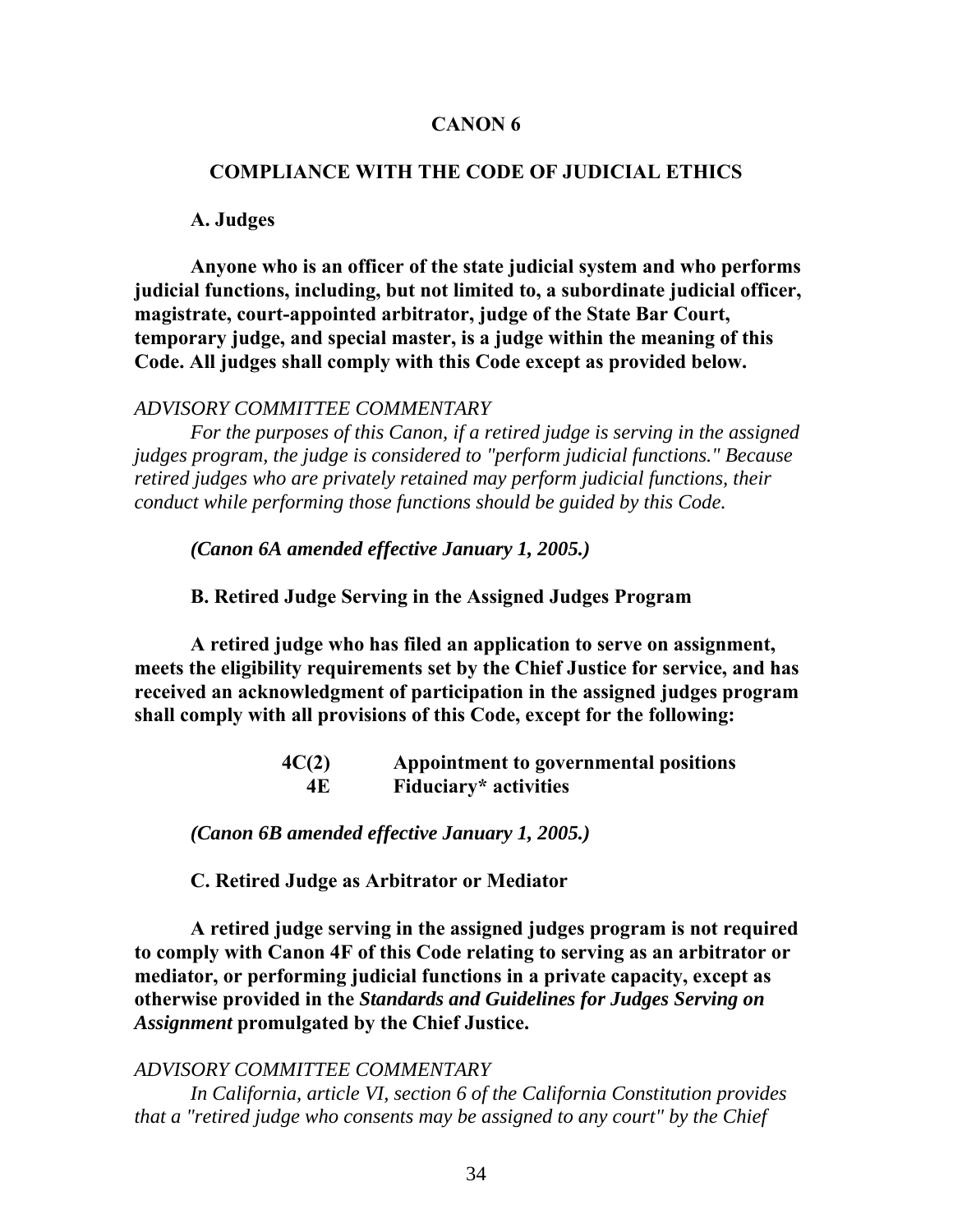# CANON 6

## COMPLIANCE WITH THE CODE OF JUDICIAL ETHICS

**A. Judges**

**Anyone who is an officer of the state judicial system and who performs judicial functions, including, but not limited to, a subordinate judicial officer, magistrate, court-appointed arbitrator, judge of the State Bar Court, temporary judge, and special master, is a judge within the meaning of this Code. All judges shall comply with this Code except as provided below.**

*ADVISORY COMMITTEE COMMENTARY*

*For the purposes of this Canon, if a retired judge is serving in the assigned judges program, the judge is considered to "perform judicial functions." Because retired judges who are privately retained may perform judicial functions, their conduct while performing those functions should be guided by this Code.*

***(Canon 6A amended effective January 1, 2005.)***

**B. Retired Judge Serving in the Assigned Judges Program**

**A retired judge who has filed an application to serve on assignment, meets the eligibility requirements set by the Chief Justice for service, and has received an acknowledgment of participation in the assigned judges program shall comply with all provisions of this Code, except for the following:**

| | |
|---|---|
| **4C(2)** | **Appointment to governmental positions** |
| **4E** | **Fiduciary* activities** |

***(Canon 6B amended effective January 1, 2005.)***

**C. Retired Judge as Arbitrator or Mediator**

**A retired judge serving in the assigned judges program is not required to comply with Canon 4F of this Code relating to serving as an arbitrator or mediator, or performing judicial functions in a private capacity, except as otherwise provided in the *Standards and Guidelines for Judges Serving on Assignment* promulgated by the Chief Justice.**

*ADVISORY COMMITTEE COMMENTARY*

*In California, article VI, section 6 of the California Constitution provides that a "retired judge who consents may be assigned to any court" by the Chief*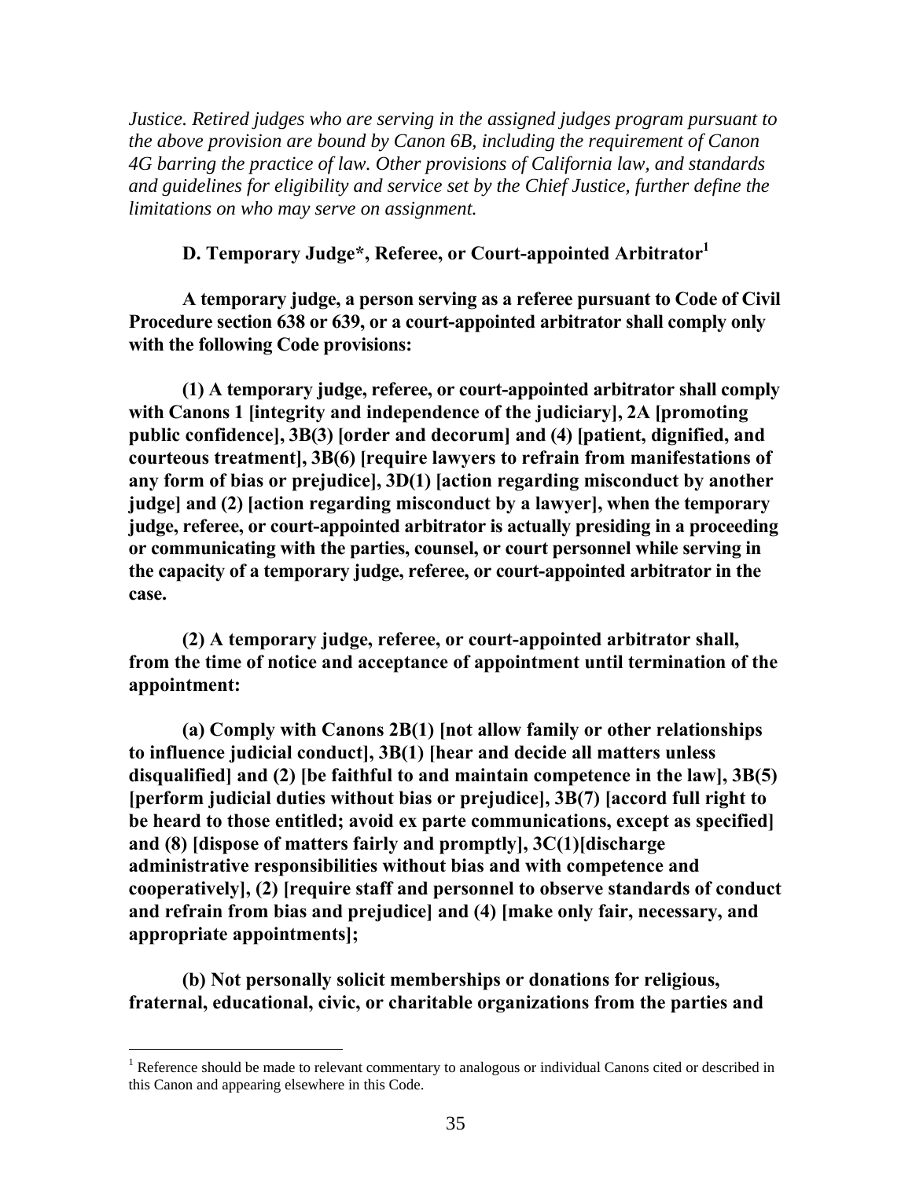*Justice. Retired judges who are serving in the assigned judges program pursuant to the above provision are bound by Canon 6B, including the requirement of Canon 4G barring the practice of law. Other provisions of California law, and standards and guidelines for eligibility and service set by the Chief Justice, further define the limitations on who may serve on assignment.*

### D. Temporary Judge*, Referee, or Court-appointed Arbitrator[1]

**A temporary judge, a person serving as a referee pursuant to Code of Civil Procedure section 638 or 639, or a court-appointed arbitrator shall comply only with the following Code provisions:**

**(1) A temporary judge, referee, or court-appointed arbitrator shall comply with Canons 1 [integrity and independence of the judiciary], 2A [promoting public confidence], 3B(3) [order and decorum] and (4) [patient, dignified, and courteous treatment], 3B(6) [require lawyers to refrain from manifestations of any form of bias or prejudice], 3D(1) [action regarding misconduct by another judge] and (2) [action regarding misconduct by a lawyer], when the temporary judge, referee, or court-appointed arbitrator is actually presiding in a proceeding or communicating with the parties, counsel, or court personnel while serving in the capacity of a temporary judge, referee, or court-appointed arbitrator in the case.**

**(2) A temporary judge, referee, or court-appointed arbitrator shall, from the time of notice and acceptance of appointment until termination of the appointment:**

**(a) Comply with Canons 2B(1) [not allow family or other relationships to influence judicial conduct], 3B(1) [hear and decide all matters unless disqualified] and (2) [be faithful to and maintain competence in the law], 3B(5) [perform judicial duties without bias or prejudice], 3B(7) [accord full right to be heard to those entitled; avoid ex parte communications, except as specified] and (8) [dispose of matters fairly and promptly], 3C(1)[discharge administrative responsibilities without bias and with competence and cooperatively], (2) [require staff and personnel to observe standards of conduct and refrain from bias and prejudice] and (4) [make only fair, necessary, and appropriate appointments];**

**(b) Not personally solicit memberships or donations for religious, fraternal, educational, civic, or charitable organizations from the parties and**

---

[1] Reference should be made to relevant commentary to analogous or individual Canons cited or described in this Canon and appearing elsewhere in this Code.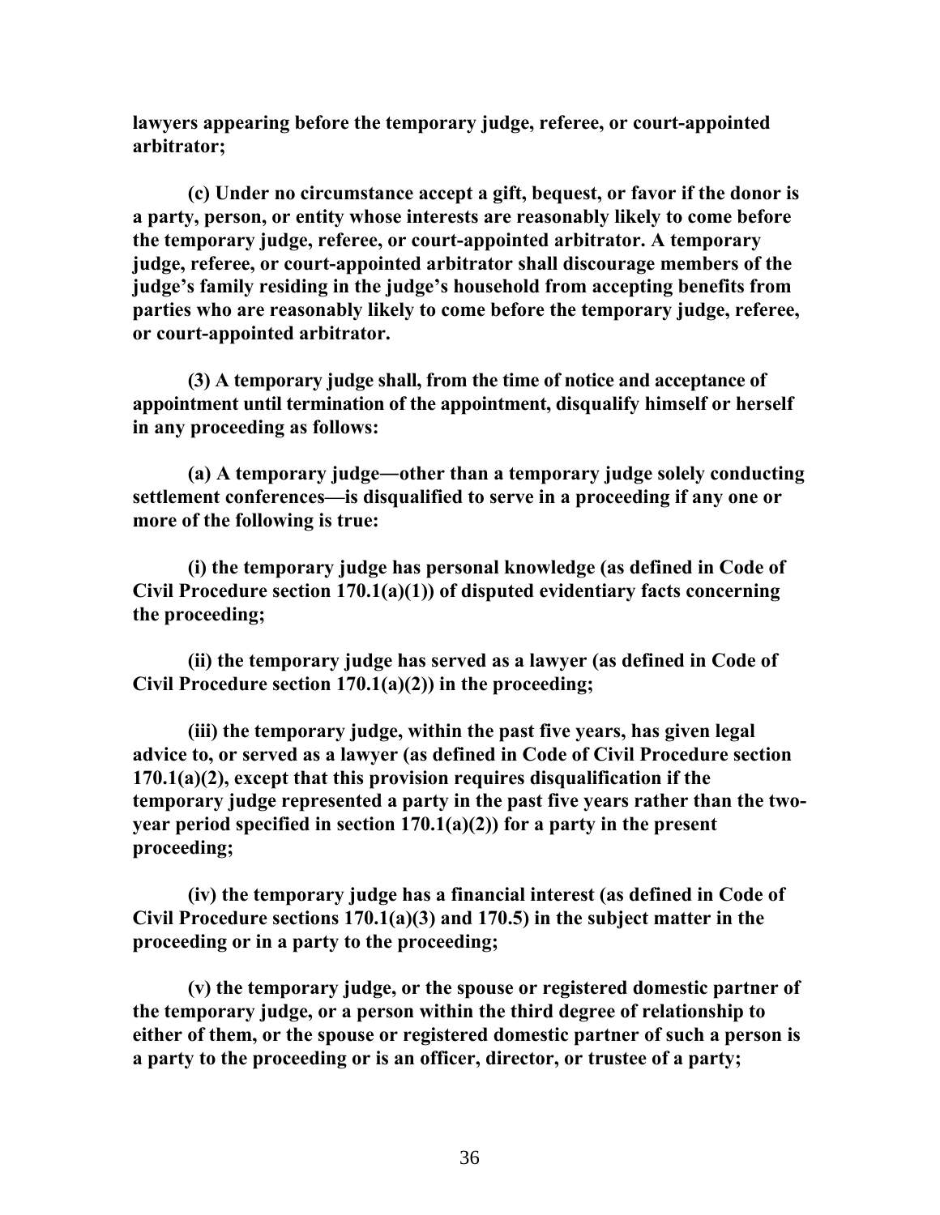**lawyers appearing before the temporary judge, referee, or court-appointed arbitrator;**

**(c) Under no circumstance accept a gift, bequest, or favor if the donor is a party, person, or entity whose interests are reasonably likely to come before the temporary judge, referee, or court-appointed arbitrator. A temporary judge, referee, or court-appointed arbitrator shall discourage members of the judge's family residing in the judge's household from accepting benefits from parties who are reasonably likely to come before the temporary judge, referee, or court-appointed arbitrator.**

**(3) A temporary judge shall, from the time of notice and acceptance of appointment until termination of the appointment, disqualify himself or herself in any proceeding as follows:**

**(a) A temporary judge—other than a temporary judge solely conducting settlement conferences—is disqualified to serve in a proceeding if any one or more of the following is true:**

**(i) the temporary judge has personal knowledge (as defined in Code of Civil Procedure section 170.1(a)(1)) of disputed evidentiary facts concerning the proceeding;**

**(ii) the temporary judge has served as a lawyer (as defined in Code of Civil Procedure section 170.1(a)(2)) in the proceeding;**

**(iii) the temporary judge, within the past five years, has given legal advice to, or served as a lawyer (as defined in Code of Civil Procedure section 170.1(a)(2), except that this provision requires disqualification if the temporary judge represented a party in the past five years rather than the two-year period specified in section 170.1(a)(2)) for a party in the present proceeding;**

**(iv) the temporary judge has a financial interest (as defined in Code of Civil Procedure sections 170.1(a)(3) and 170.5) in the subject matter in the proceeding or in a party to the proceeding;**

**(v) the temporary judge, or the spouse or registered domestic partner of the temporary judge, or a person within the third degree of relationship to either of them, or the spouse or registered domestic partner of such a person is a party to the proceeding or is an officer, director, or trustee of a party;**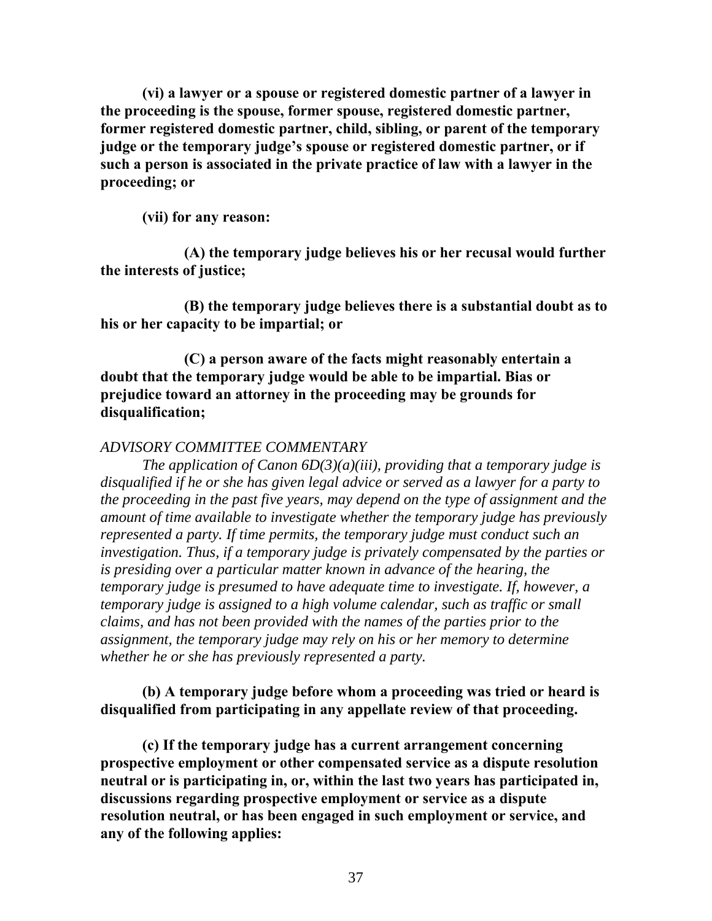**(vi) a lawyer or a spouse or registered domestic partner of a lawyer in the proceeding is the spouse, former spouse, registered domestic partner, former registered domestic partner, child, sibling, or parent of the temporary judge or the temporary judge's spouse or registered domestic partner, or if such a person is associated in the private practice of law with a lawyer in the proceeding; or**

**(vii) for any reason:**

**(A) the temporary judge believes his or her recusal would further the interests of justice;**

**(B) the temporary judge believes there is a substantial doubt as to his or her capacity to be impartial; or**

**(C) a person aware of the facts might reasonably entertain a doubt that the temporary judge would be able to be impartial. Bias or prejudice toward an attorney in the proceeding may be grounds for disqualification;**

*ADVISORY COMMITTEE COMMENTARY*

*The application of Canon 6D(3)(a)(iii), providing that a temporary judge is disqualified if he or she has given legal advice or served as a lawyer for a party to the proceeding in the past five years, may depend on the type of assignment and the amount of time available to investigate whether the temporary judge has previously represented a party. If time permits, the temporary judge must conduct such an investigation. Thus, if a temporary judge is privately compensated by the parties or is presiding over a particular matter known in advance of the hearing, the temporary judge is presumed to have adequate time to investigate. If, however, a temporary judge is assigned to a high volume calendar, such as traffic or small claims, and has not been provided with the names of the parties prior to the assignment, the temporary judge may rely on his or her memory to determine whether he or she has previously represented a party.*

**(b) A temporary judge before whom a proceeding was tried or heard is disqualified from participating in any appellate review of that proceeding.**

**(c) If the temporary judge has a current arrangement concerning prospective employment or other compensated service as a dispute resolution neutral or is participating in, or, within the last two years has participated in, discussions regarding prospective employment or service as a dispute resolution neutral, or has been engaged in such employment or service, and any of the following applies:**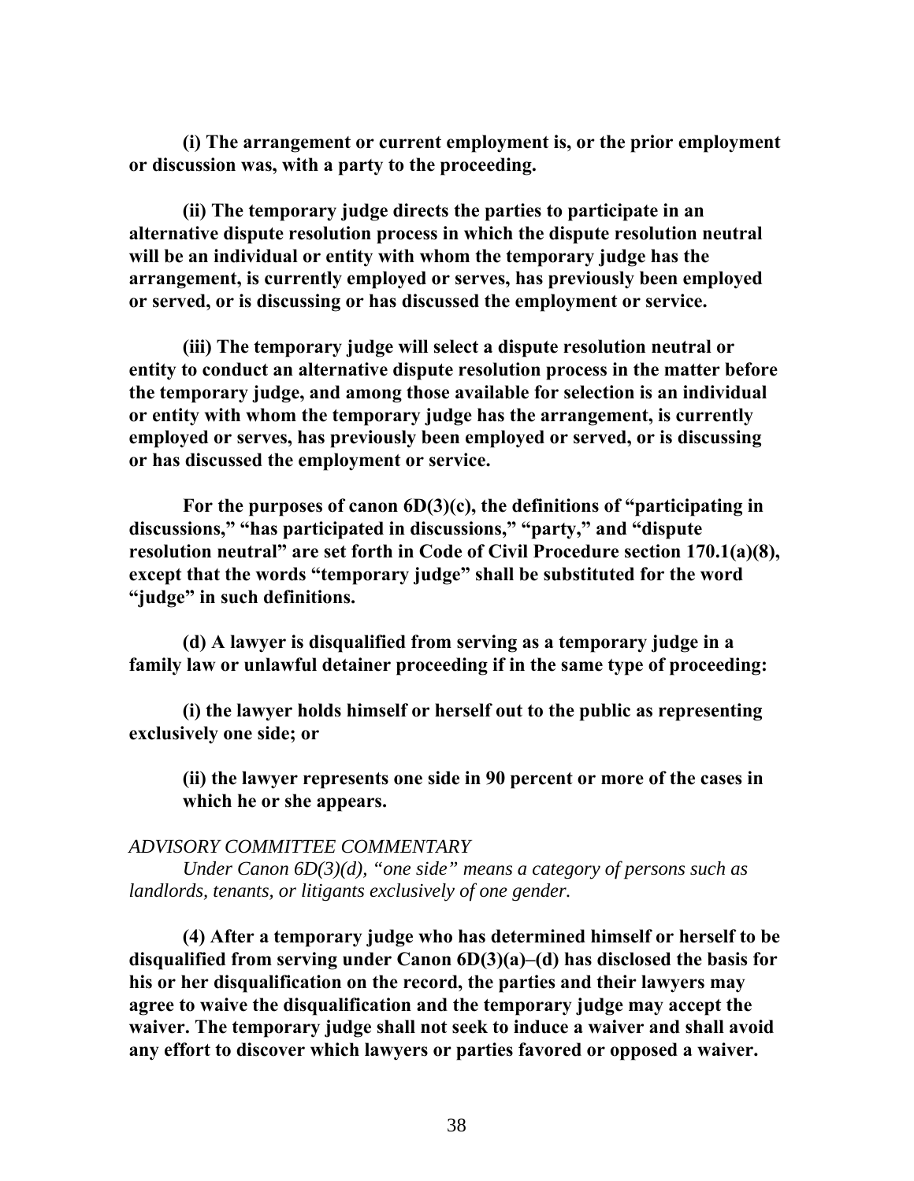**(i) The arrangement or current employment is, or the prior employment or discussion was, with a party to the proceeding.**

**(ii) The temporary judge directs the parties to participate in an alternative dispute resolution process in which the dispute resolution neutral will be an individual or entity with whom the temporary judge has the arrangement, is currently employed or serves, has previously been employed or served, or is discussing or has discussed the employment or service.**

**(iii) The temporary judge will select a dispute resolution neutral or entity to conduct an alternative dispute resolution process in the matter before the temporary judge, and among those available for selection is an individual or entity with whom the temporary judge has the arrangement, is currently employed or serves, has previously been employed or served, or is discussing or has discussed the employment or service.**

**For the purposes of canon 6D(3)(c), the definitions of "participating in discussions," "has participated in discussions," "party," and "dispute resolution neutral" are set forth in Code of Civil Procedure section 170.1(a)(8), except that the words "temporary judge" shall be substituted for the word "judge" in such definitions.**

**(d) A lawyer is disqualified from serving as a temporary judge in a family law or unlawful detainer proceeding if in the same type of proceeding:**

**(i) the lawyer holds himself or herself out to the public as representing exclusively one side; or**

**(ii) the lawyer represents one side in 90 percent or more of the cases in which he or she appears.**

*ADVISORY COMMITTEE COMMENTARY*

*Under Canon 6D(3)(d), "one side" means a category of persons such as landlords, tenants, or litigants exclusively of one gender.*

**(4) After a temporary judge who has determined himself or herself to be disqualified from serving under Canon 6D(3)(a)–(d) has disclosed the basis for his or her disqualification on the record, the parties and their lawyers may agree to waive the disqualification and the temporary judge may accept the waiver. The temporary judge shall not seek to induce a waiver and shall avoid any effort to discover which lawyers or parties favored or opposed a waiver.**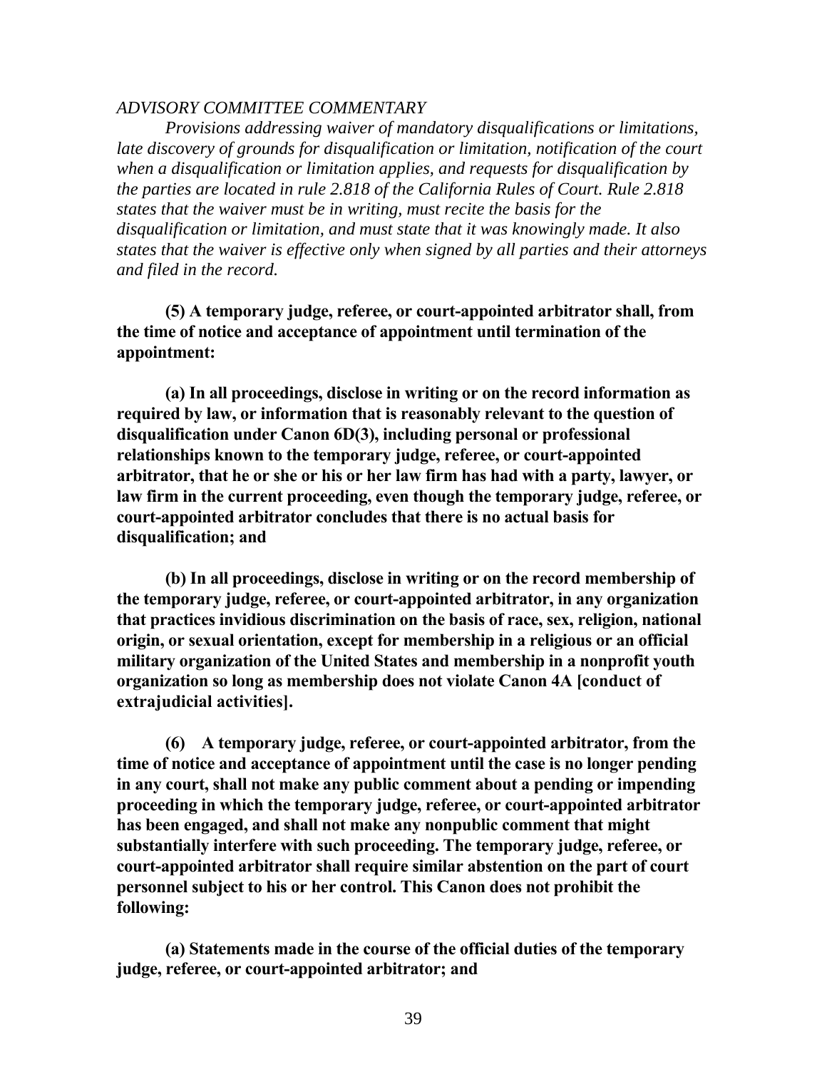*ADVISORY COMMITTEE COMMENTARY*

*Provisions addressing waiver of mandatory disqualifications or limitations, late discovery of grounds for disqualification or limitation, notification of the court when a disqualification or limitation applies, and requests for disqualification by the parties are located in rule 2.818 of the California Rules of Court. Rule 2.818 states that the waiver must be in writing, must recite the basis for the disqualification or limitation, and must state that it was knowingly made. It also states that the waiver is effective only when signed by all parties and their attorneys and filed in the record.*

**(5) A temporary judge, referee, or court-appointed arbitrator shall, from the time of notice and acceptance of appointment until termination of the appointment:**

**(a) In all proceedings, disclose in writing or on the record information as required by law, or information that is reasonably relevant to the question of disqualification under Canon 6D(3), including personal or professional relationships known to the temporary judge, referee, or court-appointed arbitrator, that he or she or his or her law firm has had with a party, lawyer, or law firm in the current proceeding, even though the temporary judge, referee, or court-appointed arbitrator concludes that there is no actual basis for disqualification; and**

**(b) In all proceedings, disclose in writing or on the record membership of the temporary judge, referee, or court-appointed arbitrator, in any organization that practices invidious discrimination on the basis of race, sex, religion, national origin, or sexual orientation, except for membership in a religious or an official military organization of the United States and membership in a nonprofit youth organization so long as membership does not violate Canon 4A [conduct of extrajudicial activities].**

**(6) A temporary judge, referee, or court-appointed arbitrator, from the time of notice and acceptance of appointment until the case is no longer pending in any court, shall not make any public comment about a pending or impending proceeding in which the temporary judge, referee, or court-appointed arbitrator has been engaged, and shall not make any nonpublic comment that might substantially interfere with such proceeding. The temporary judge, referee, or court-appointed arbitrator shall require similar abstention on the part of court personnel subject to his or her control. This Canon does not prohibit the following:**

**(a) Statements made in the course of the official duties of the temporary judge, referee, or court-appointed arbitrator; and**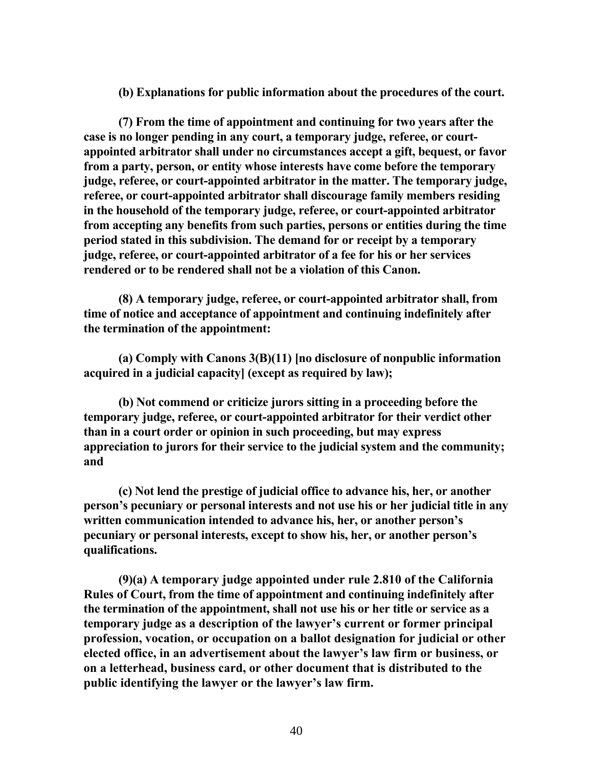**(b) Explanations for public information about the procedures of the court.**

**(7) From the time of appointment and continuing for two years after the case is no longer pending in any court, a temporary judge, referee, or court-appointed arbitrator shall under no circumstances accept a gift, bequest, or favor from a party, person, or entity whose interests have come before the temporary judge, referee, or court-appointed arbitrator in the matter. The temporary judge, referee, or court-appointed arbitrator shall discourage family members residing in the household of the temporary judge, referee, or court-appointed arbitrator from accepting any benefits from such parties, persons or entities during the time period stated in this subdivision. The demand for or receipt by a temporary judge, referee, or court-appointed arbitrator of a fee for his or her services rendered or to be rendered shall not be a violation of this Canon.**

**(8) A temporary judge, referee, or court-appointed arbitrator shall, from time of notice and acceptance of appointment and continuing indefinitely after the termination of the appointment:**

**(a) Comply with Canons 3(B)(11) [no disclosure of nonpublic information acquired in a judicial capacity] (except as required by law);**

**(b) Not commend or criticize jurors sitting in a proceeding before the temporary judge, referee, or court-appointed arbitrator for their verdict other than in a court order or opinion in such proceeding, but may express appreciation to jurors for their service to the judicial system and the community; and**

**(c) Not lend the prestige of judicial office to advance his, her, or another person's pecuniary or personal interests and not use his or her judicial title in any written communication intended to advance his, her, or another person's pecuniary or personal interests, except to show his, her, or another person's qualifications.**

**(9)(a) A temporary judge appointed under rule 2.810 of the California Rules of Court, from the time of appointment and continuing indefinitely after the termination of the appointment, shall not use his or her title or service as a temporary judge as a description of the lawyer's current or former principal profession, vocation, or occupation on a ballot designation for judicial or other elected office, in an advertisement about the lawyer's law firm or business, or on a letterhead, business card, or other document that is distributed to the public identifying the lawyer or the lawyer's law firm.**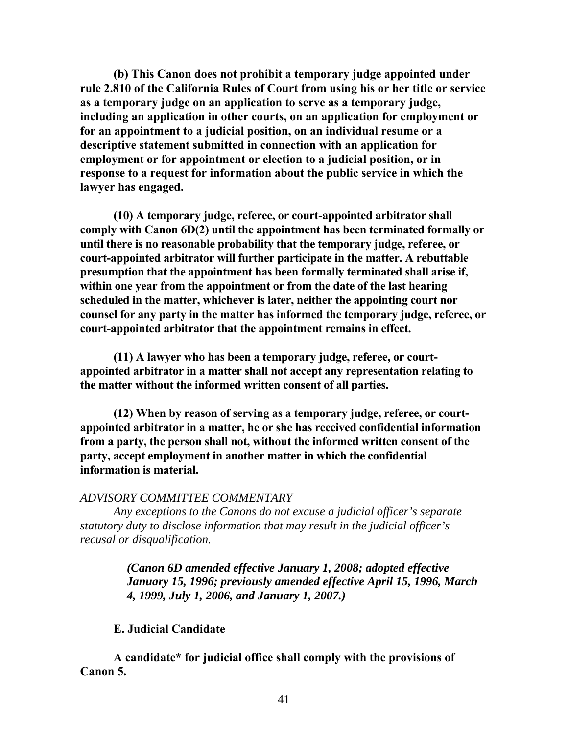**(b) This Canon does not prohibit a temporary judge appointed under rule 2.810 of the California Rules of Court from using his or her title or service as a temporary judge on an application to serve as a temporary judge, including an application in other courts, on an application for employment or for an appointment to a judicial position, on an individual resume or a descriptive statement submitted in connection with an application for employment or for appointment or election to a judicial position, or in response to a request for information about the public service in which the lawyer has engaged.**

**(10) A temporary judge, referee, or court-appointed arbitrator shall comply with Canon 6D(2) until the appointment has been terminated formally or until there is no reasonable probability that the temporary judge, referee, or court-appointed arbitrator will further participate in the matter. A rebuttable presumption that the appointment has been formally terminated shall arise if, within one year from the appointment or from the date of the last hearing scheduled in the matter, whichever is later, neither the appointing court nor counsel for any party in the matter has informed the temporary judge, referee, or court-appointed arbitrator that the appointment remains in effect.**

**(11) A lawyer who has been a temporary judge, referee, or court-appointed arbitrator in a matter shall not accept any representation relating to the matter without the informed written consent of all parties.**

**(12) When by reason of serving as a temporary judge, referee, or court-appointed arbitrator in a matter, he or she has received confidential information from a party, the person shall not, without the informed written consent of the party, accept employment in another matter in which the confidential information is material.**

*ADVISORY COMMITTEE COMMENTARY*

*Any exceptions to the Canons do not excuse a judicial officer's separate statutory duty to disclose information that may result in the judicial officer's recusal or disqualification.*

***(Canon 6D amended effective January 1, 2008; adopted effective January 15, 1996; previously amended effective April 15, 1996, March 4, 1999, July 1, 2006, and January 1, 2007.)***

**E. Judicial Candidate**

**A candidate* for judicial office shall comply with the provisions of Canon 5.**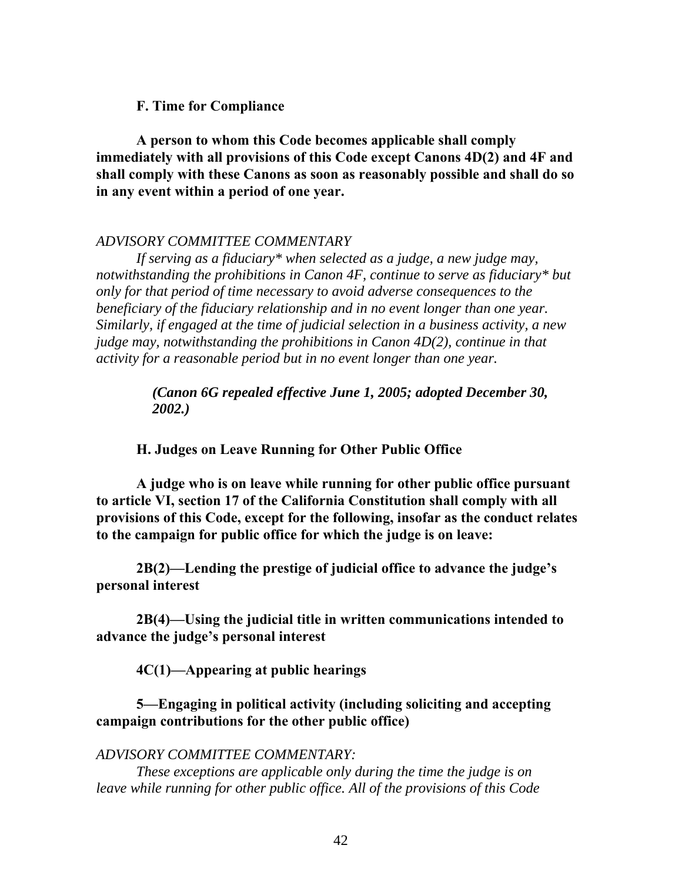**F. Time for Compliance**

**A person to whom this Code becomes applicable shall comply immediately with all provisions of this Code except Canons 4D(2) and 4F and shall comply with these Canons as soon as reasonably possible and shall do so in any event within a period of one year.**

*ADVISORY COMMITTEE COMMENTARY*

*If serving as a fiduciary* when selected as a judge, a new judge may, notwithstanding the prohibitions in Canon 4F, continue to serve as fiduciary* but only for that period of time necessary to avoid adverse consequences to the beneficiary of the fiduciary relationship and in no event longer than one year. Similarly, if engaged at the time of judicial selection in a business activity, a new judge may, notwithstanding the prohibitions in Canon 4D(2), continue in that activity for a reasonable period but in no event longer than one year.*

***(Canon 6G repealed effective June 1, 2005; adopted December 30, 2002.)***

**H. Judges on Leave Running for Other Public Office**

**A judge who is on leave while running for other public office pursuant to article VI, section 17 of the California Constitution shall comply with all provisions of this Code, except for the following, insofar as the conduct relates to the campaign for public office for which the judge is on leave:**

**2B(2)—Lending the prestige of judicial office to advance the judge's personal interest**

**2B(4)—Using the judicial title in written communications intended to advance the judge's personal interest**

**4C(1)—Appearing at public hearings**

**5—Engaging in political activity (including soliciting and accepting campaign contributions for the other public office)**

*ADVISORY COMMITTEE COMMENTARY:*

*These exceptions are applicable only during the time the judge is on leave while running for other public office. All of the provisions of this Code*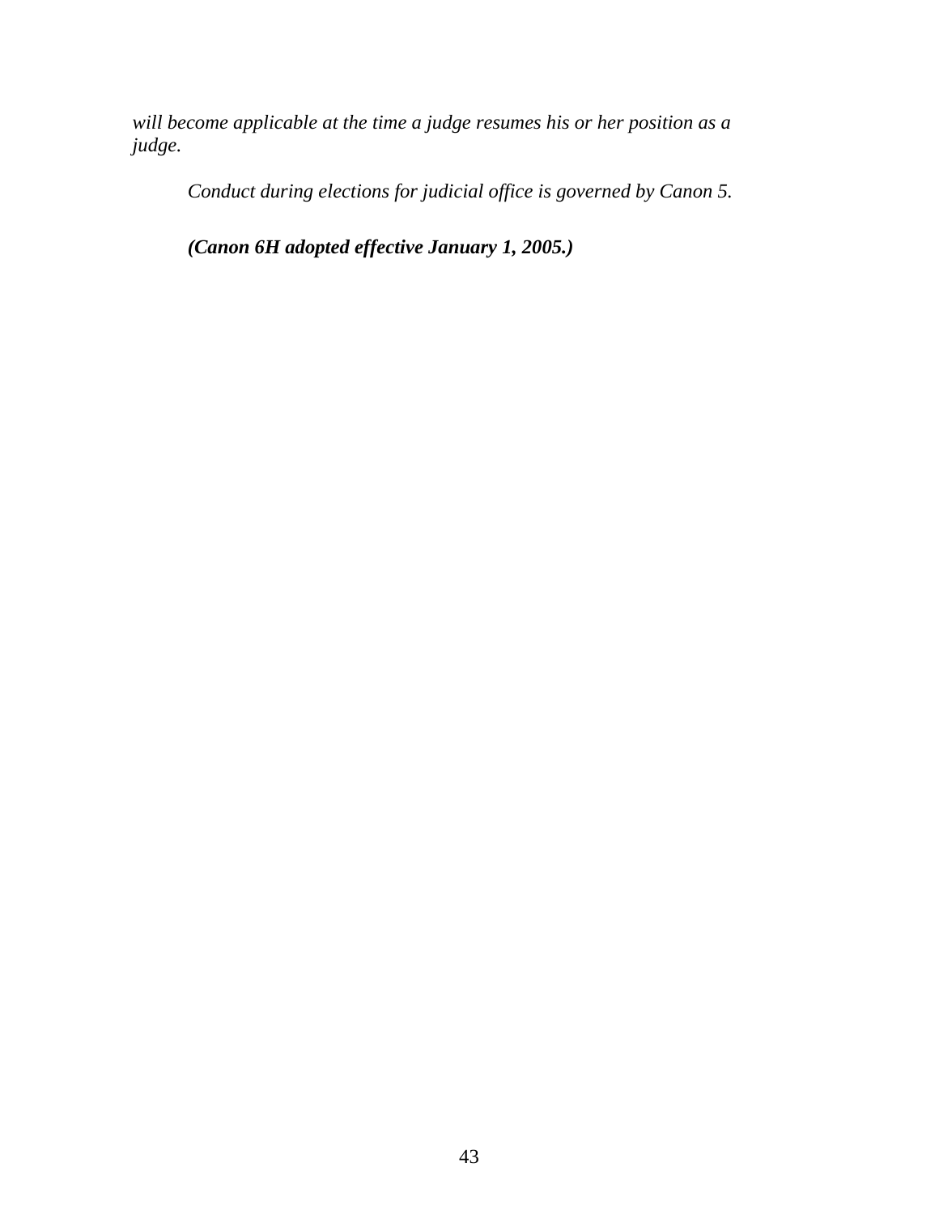*will become applicable at the time a judge resumes his or her position as a judge.*

*Conduct during elections for judicial office is governed by Canon 5.*

***(Canon 6H adopted effective January 1, 2005.)***